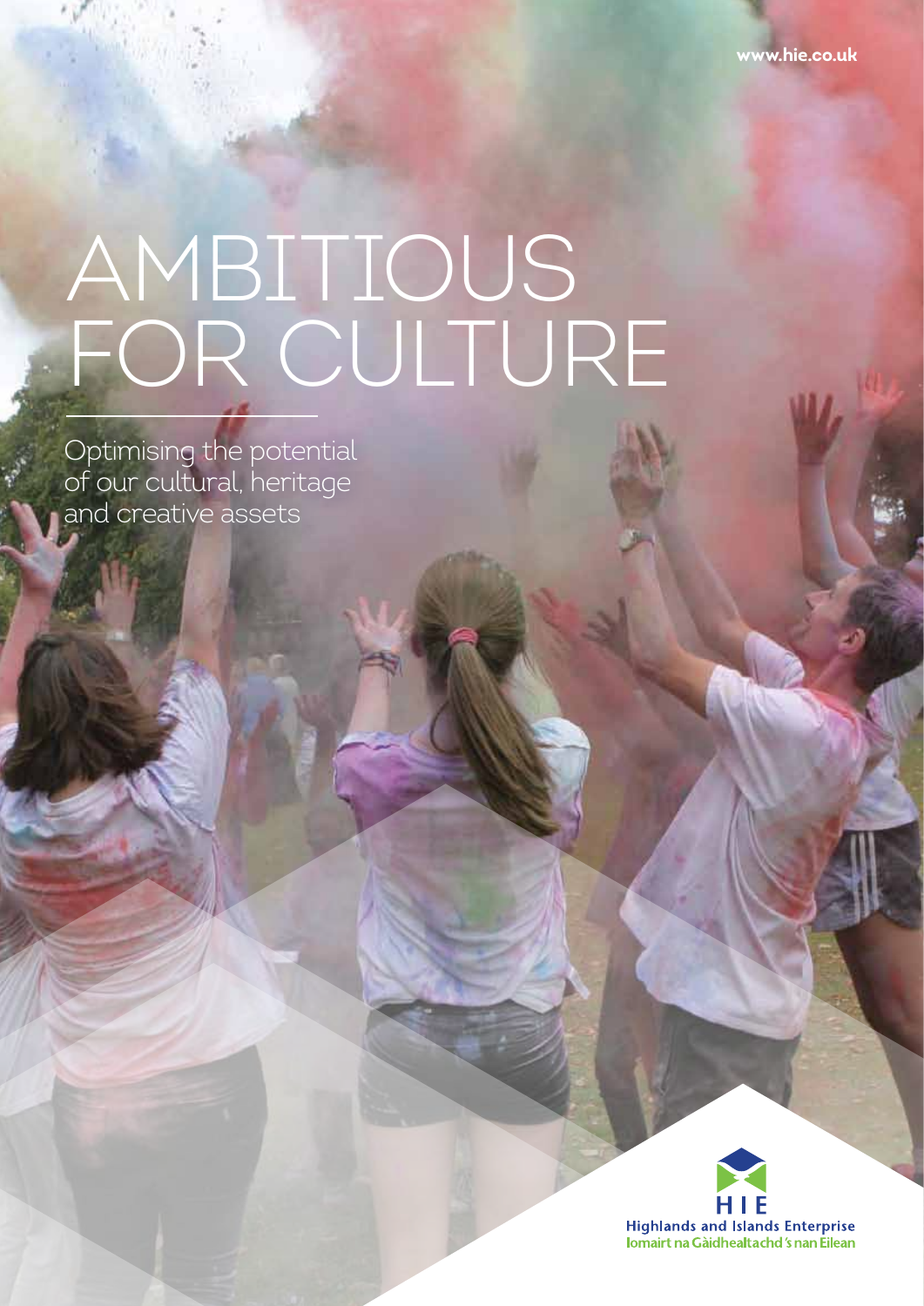www.hie.co.uk

# AMBITIOUS FOR CULTURE

Optimising the potential of our cultural, heritage and creative assets

HIE
Highlands and Islands Enterprise
Iomairt na Gàidhealtachd 's nan Eilean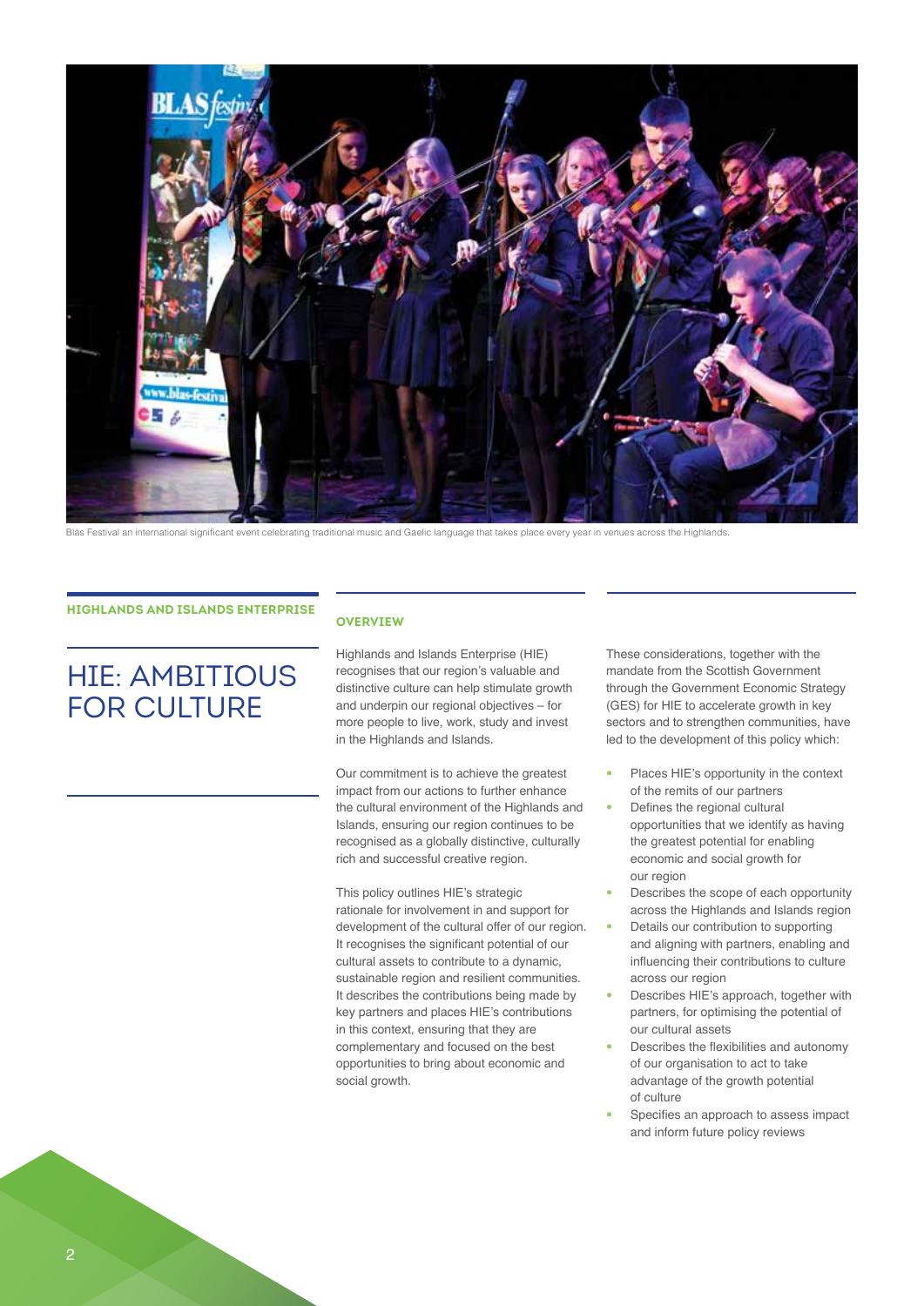Blàs Festival an international significant event celebrating traditional music and Gaelic language that takes place every year in venues across the Highlands.

**HIGHLANDS AND ISLANDS ENTERPRISE**

# HIE: AMBITIOUS FOR CULTURE

## OVERVIEW

Highlands and Islands Enterprise (HIE) recognises that our region's valuable and distinctive culture can help stimulate growth and underpin our regional objectives – for more people to live, work, study and invest in the Highlands and Islands.

Our commitment is to achieve the greatest impact from our actions to further enhance the cultural environment of the Highlands and Islands, ensuring our region continues to be recognised as a globally distinctive, culturally rich and successful creative region.

This policy outlines HIE's strategic rationale for involvement in and support for development of the cultural offer of our region. It recognises the significant potential of our cultural assets to contribute to a dynamic, sustainable region and resilient communities. It describes the contributions being made by key partners and places HIE's contributions in this context, ensuring that they are complementary and focused on the best opportunities to bring about economic and social growth.

These considerations, together with the mandate from the Scottish Government through the Government Economic Strategy (GES) for HIE to accelerate growth in key sectors and to strengthen communities, have led to the development of this policy which:

- Places HIE's opportunity in the context of the remits of our partners
- Defines the regional cultural opportunities that we identify as having the greatest potential for enabling economic and social growth for our region
- Describes the scope of each opportunity across the Highlands and Islands region
- Details our contribution to supporting and aligning with partners, enabling and influencing their contributions to culture across our region
- Describes HIE's approach, together with partners, for optimising the potential of our cultural assets
- Describes the flexibilities and autonomy of our organisation to act to take advantage of the growth potential of culture
- Specifies an approach to assess impact and inform future policy reviews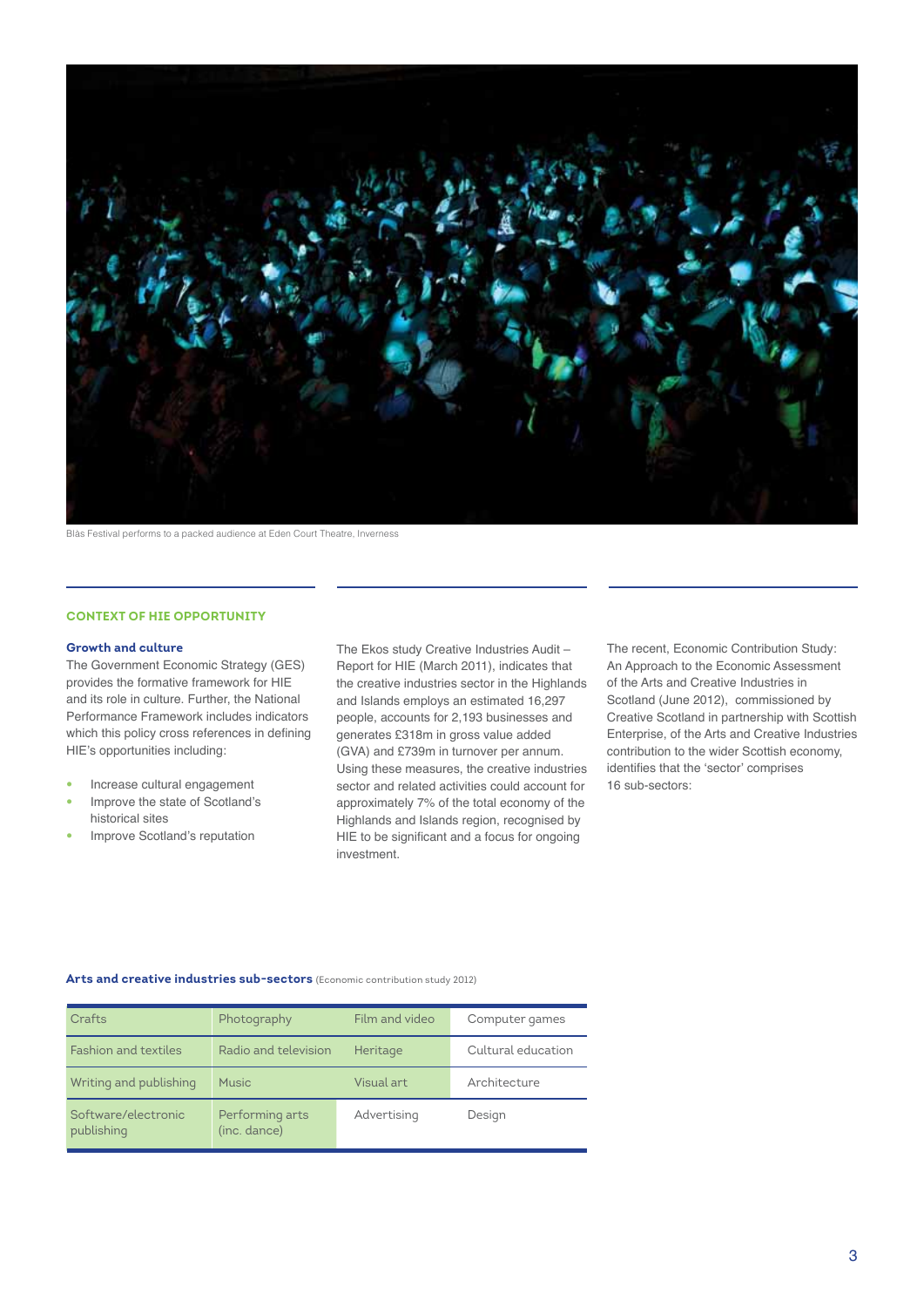Blàs Festival performs to a packed audience at Eden Court Theatre, Inverness

## CONTEXT OF HIE OPPORTUNITY

### Growth and culture

The Government Economic Strategy (GES) provides the formative framework for HIE and its role in culture. Further, the National Performance Framework includes indicators which this policy cross references in defining HIE's opportunities including:

- Increase cultural engagement
- Improve the state of Scotland's historical sites
- Improve Scotland's reputation

The Ekos study Creative Industries Audit – Report for HIE (March 2011), indicates that the creative industries sector in the Highlands and Islands employs an estimated 16,297 people, accounts for 2,193 businesses and generates £318m in gross value added (GVA) and £739m in turnover per annum. Using these measures, the creative industries sector and related activities could account for approximately 7% of the total economy of the Highlands and Islands region, recognised by HIE to be significant and a focus for ongoing investment.

The recent, Economic Contribution Study: An Approach to the Economic Assessment of the Arts and Creative Industries in Scotland (June 2012), commissioned by Creative Scotland in partnership with Scottish Enterprise, of the Arts and Creative Industries contribution to the wider Scottish economy, identifies that the 'sector' comprises 16 sub-sectors:

**Arts and creative industries sub-sectors** (Economic contribution study 2012)

| | | | |
|---|---|---|---|
| Crafts | Photography | Film and video | Computer games |
| Fashion and textiles | Radio and television | Heritage | Cultural education |
| Writing and publishing | Music | Visual art | Architecture |
| Software/electronic publishing | Performing arts (inc. dance) | Advertising | Design |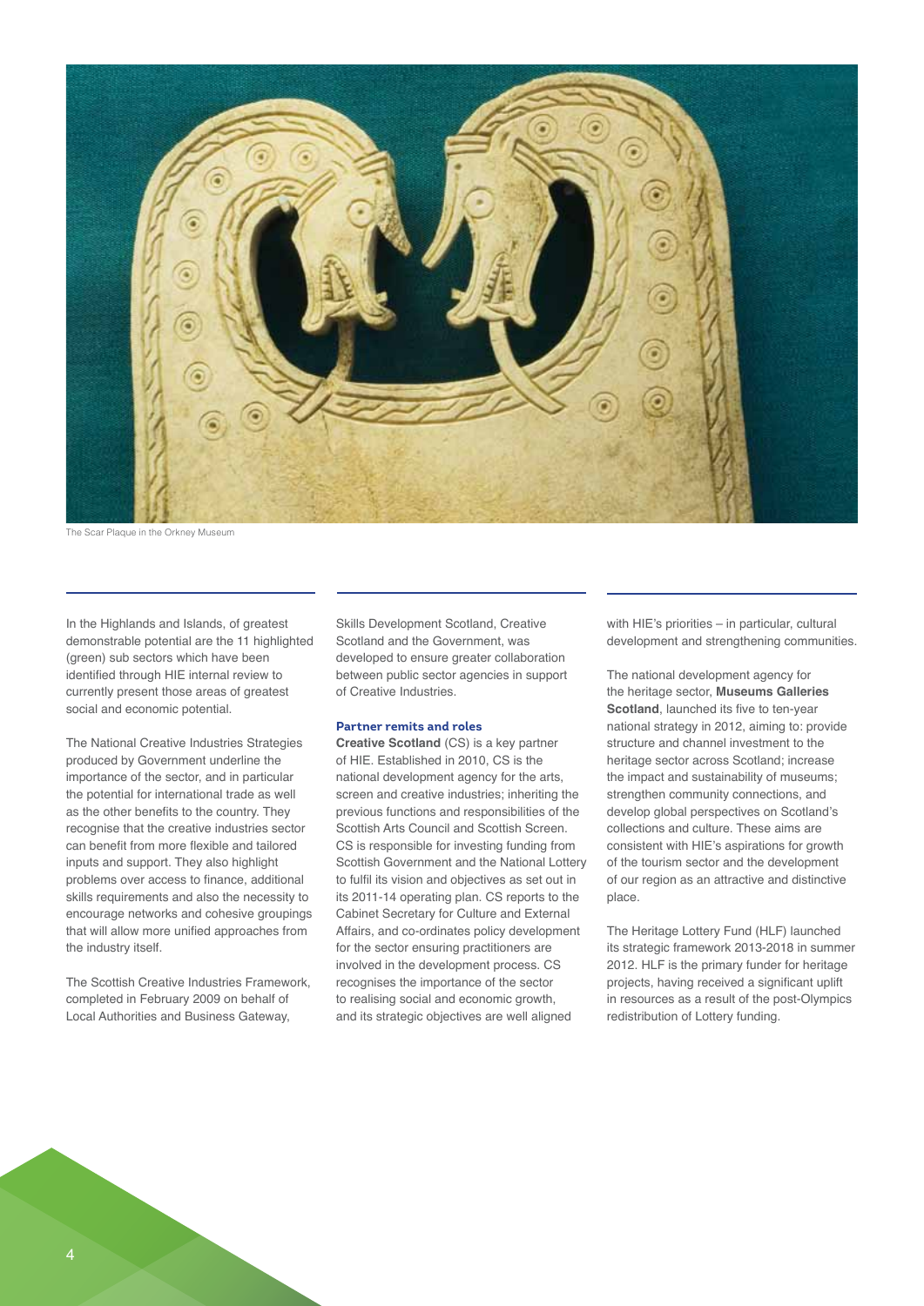The Scar Plaque in the Orkney Museum

In the Highlands and Islands, of greatest demonstrable potential are the 11 highlighted (green) sub sectors which have been identified through HIE internal review to currently present those areas of greatest social and economic potential.

The National Creative Industries Strategies produced by Government underline the importance of the sector, and in particular the potential for international trade as well as the other benefits to the country. They recognise that the creative industries sector can benefit from more flexible and tailored inputs and support. They also highlight problems over access to finance, additional skills requirements and also the necessity to encourage networks and cohesive groupings that will allow more unified approaches from the industry itself.

The Scottish Creative Industries Framework, completed in February 2009 on behalf of Local Authorities and Business Gateway, Skills Development Scotland, Creative Scotland and the Government, was developed to ensure greater collaboration between public sector agencies in support of Creative Industries.

### Partner remits and roles

**Creative Scotland** (CS) is a key partner of HIE. Established in 2010, CS is the national development agency for the arts, screen and creative industries; inheriting the previous functions and responsibilities of the Scottish Arts Council and Scottish Screen. CS is responsible for investing funding from Scottish Government and the National Lottery to fulfil its vision and objectives as set out in its 2011-14 operating plan. CS reports to the Cabinet Secretary for Culture and External Affairs, and co-ordinates policy development for the sector ensuring practitioners are involved in the development process. CS recognises the importance of the sector to realising social and economic growth, and its strategic objectives are well aligned with HIE's priorities – in particular, cultural development and strengthening communities.

The national development agency for the heritage sector, **Museums Galleries Scotland**, launched its five to ten-year national strategy in 2012, aiming to: provide structure and channel investment to the heritage sector across Scotland; increase the impact and sustainability of museums; strengthen community connections, and develop global perspectives on Scotland's collections and culture. These aims are consistent with HIE's aspirations for growth of the tourism sector and the development of our region as an attractive and distinctive place.

The Heritage Lottery Fund (HLF) launched its strategic framework 2013-2018 in summer 2012. HLF is the primary funder for heritage projects, having received a significant uplift in resources as a result of the post-Olympics redistribution of Lottery funding.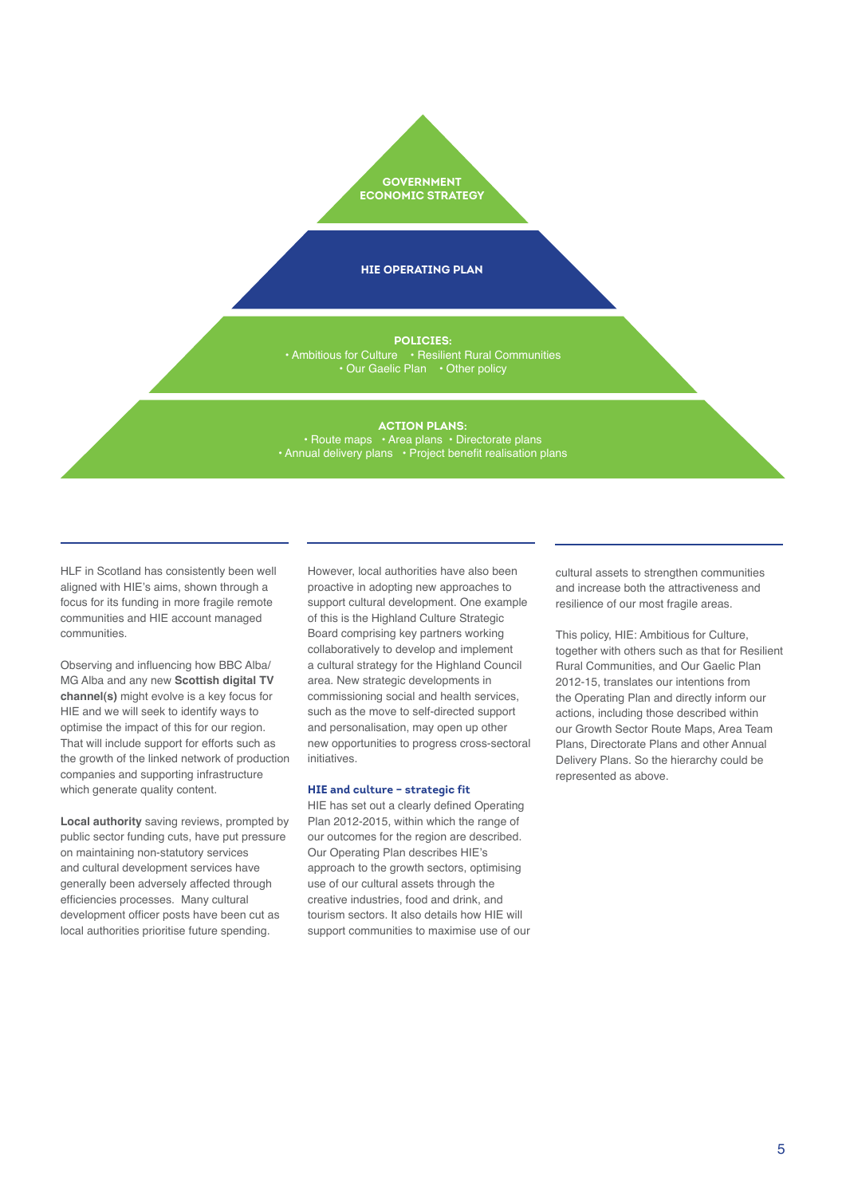**GOVERNMENT ECONOMIC STRATEGY**

**HIE OPERATING PLAN**

**POLICIES:**
• Ambitious for Culture • Resilient Rural Communities
• Our Gaelic Plan • Other policy

**ACTION PLANS:**
• Route maps • Area plans • Directorate plans
• Annual delivery plans • Project benefit realisation plans

HLF in Scotland has consistently been well aligned with HIE's aims, shown through a focus for its funding in more fragile remote communities and HIE account managed communities.

Observing and influencing how BBC Alba/ MG Alba and any new **Scottish digital TV channel(s)** might evolve is a key focus for HIE and we will seek to identify ways to optimise the impact of this for our region. That will include support for efforts such as the growth of the linked network of production companies and supporting infrastructure which generate quality content.

**Local authority** saving reviews, prompted by public sector funding cuts, have put pressure on maintaining non-statutory services and cultural development services have generally been adversely affected through efficiencies processes. Many cultural development officer posts have been cut as local authorities prioritise future spending.

However, local authorities have also been proactive in adopting new approaches to support cultural development. One example of this is the Highland Culture Strategic Board comprising key partners working collaboratively to develop and implement a cultural strategy for the Highland Council area. New strategic developments in commissioning social and health services, such as the move to self-directed support and personalisation, may open up other new opportunities to progress cross-sectoral initiatives.

### HIE and culture – strategic fit

HIE has set out a clearly defined Operating Plan 2012-2015, within which the range of our outcomes for the region are described. Our Operating Plan describes HIE's approach to the growth sectors, optimising use of our cultural assets through the creative industries, food and drink, and tourism sectors. It also details how HIE will support communities to maximise use of our cultural assets to strengthen communities and increase both the attractiveness and resilience of our most fragile areas.

This policy, HIE: Ambitious for Culture, together with others such as that for Resilient Rural Communities, and Our Gaelic Plan 2012-15, translates our intentions from the Operating Plan and directly inform our actions, including those described within our Growth Sector Route Maps, Area Team Plans, Directorate Plans and other Annual Delivery Plans. So the hierarchy could be represented as above.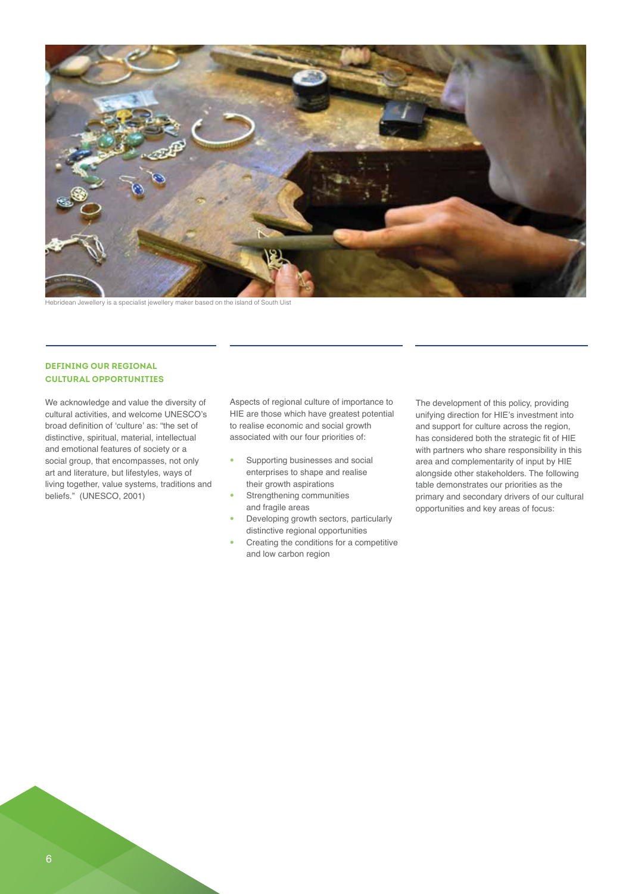Hebridean Jewellery is a specialist jewellery maker based on the island of South Uist

## DEFINING OUR REGIONAL CULTURAL OPPORTUNITIES

We acknowledge and value the diversity of cultural activities, and welcome UNESCO's broad definition of 'culture' as: "the set of distinctive, spiritual, material, intellectual and emotional features of society or a social group, that encompasses, not only art and literature, but lifestyles, ways of living together, value systems, traditions and beliefs." (UNESCO, 2001)

Aspects of regional culture of importance to HIE are those which have greatest potential to realise economic and social growth associated with our four priorities of:

- Supporting businesses and social enterprises to shape and realise their growth aspirations
- Strengthening communities and fragile areas
- Developing growth sectors, particularly distinctive regional opportunities
- Creating the conditions for a competitive and low carbon region

The development of this policy, providing unifying direction for HIE's investment into and support for culture across the region, has considered both the strategic fit of HIE with partners who share responsibility in this area and complementarity of input by HIE alongside other stakeholders. The following table demonstrates our priorities as the primary and secondary drivers of our cultural opportunities and key areas of focus: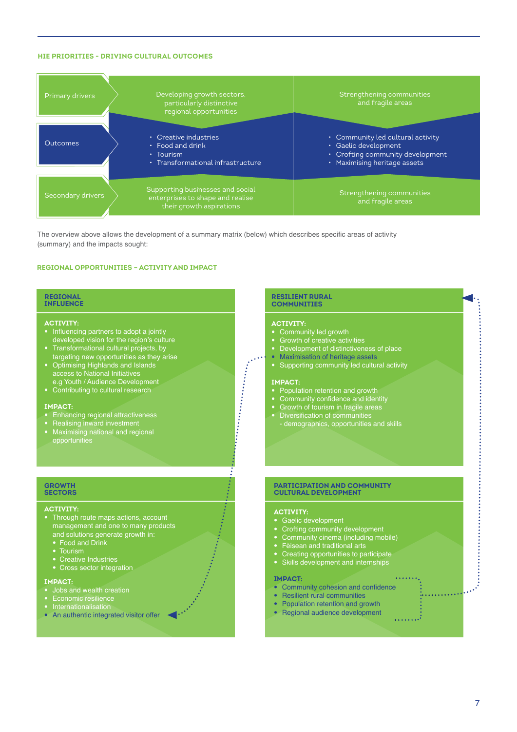## HIE PRIORITIES - DRIVING CULTURAL OUTCOMES

| | | |
|---|---|---|
| Primary drivers | Developing growth sectors, particularly distinctive regional opportunities | Strengthening communities and fragile areas |
| Outcomes | • Creative industries<br>• Food and drink<br>• Tourism<br>• Transformational infrastructure | • Community led cultural activity<br>• Gaelic development<br>• Crofting community development<br>• Maximising heritage assets |
| Secondary drivers | Supporting businesses and social enterprises to shape and realise their growth aspirations | Strengthening communities and fragile areas |

The overview above allows the development of a summary matrix (below) which describes specific areas of activity (summary) and the impacts sought:

## REGIONAL OPPORTUNITIES – ACTIVITY AND IMPACT

### REGIONAL INFLUENCE

**ACTIVITY:**

- Influencing partners to adopt a jointly developed vision for the region's culture
- Transformational cultural projects, by targeting new opportunities as they arise
- Optimising Highlands and Islands access to National Initiatives e.g Youth / Audience Development
- Contributing to cultural research

**IMPACT:**

- Enhancing regional attractiveness
- Realising inward investment
- Maximising national and regional opportunities

### RESILIENT RURAL COMMUNITIES

**ACTIVITY:**

- Community led growth
- Growth of creative activities
- Development of distinctiveness of place
- Maximisation of heritage assets
- Supporting community led cultural activity

**IMPACT:**

- Population retention and growth
- Community confidence and identity
- Growth of tourism in fragile areas
- Diversification of communities
  - demographics, opportunities and skills

### GROWTH SECTORS

**ACTIVITY:**

- Through route maps actions, account management and one to many products and solutions generate growth in:
  - Food and Drink
  - Tourism
  - Creative Industries
  - Cross sector integration

**IMPACT:**

- Jobs and wealth creation
- Economic resilience
- Internationalisation
- An authentic integrated visitor offer

### PARTICIPATION AND COMMUNITY CULTURAL DEVELOPMENT

**ACTIVITY:**

- Gaelic development
- Crofting community development
- Community cinema (including mobile)
- Fèisean and traditional arts
- Creating opportunities to participate
- Skills development and internships

**IMPACT:**

- Community cohesion and confidence
- Resilient rural communities
- Population retention and growth
- Regional audience development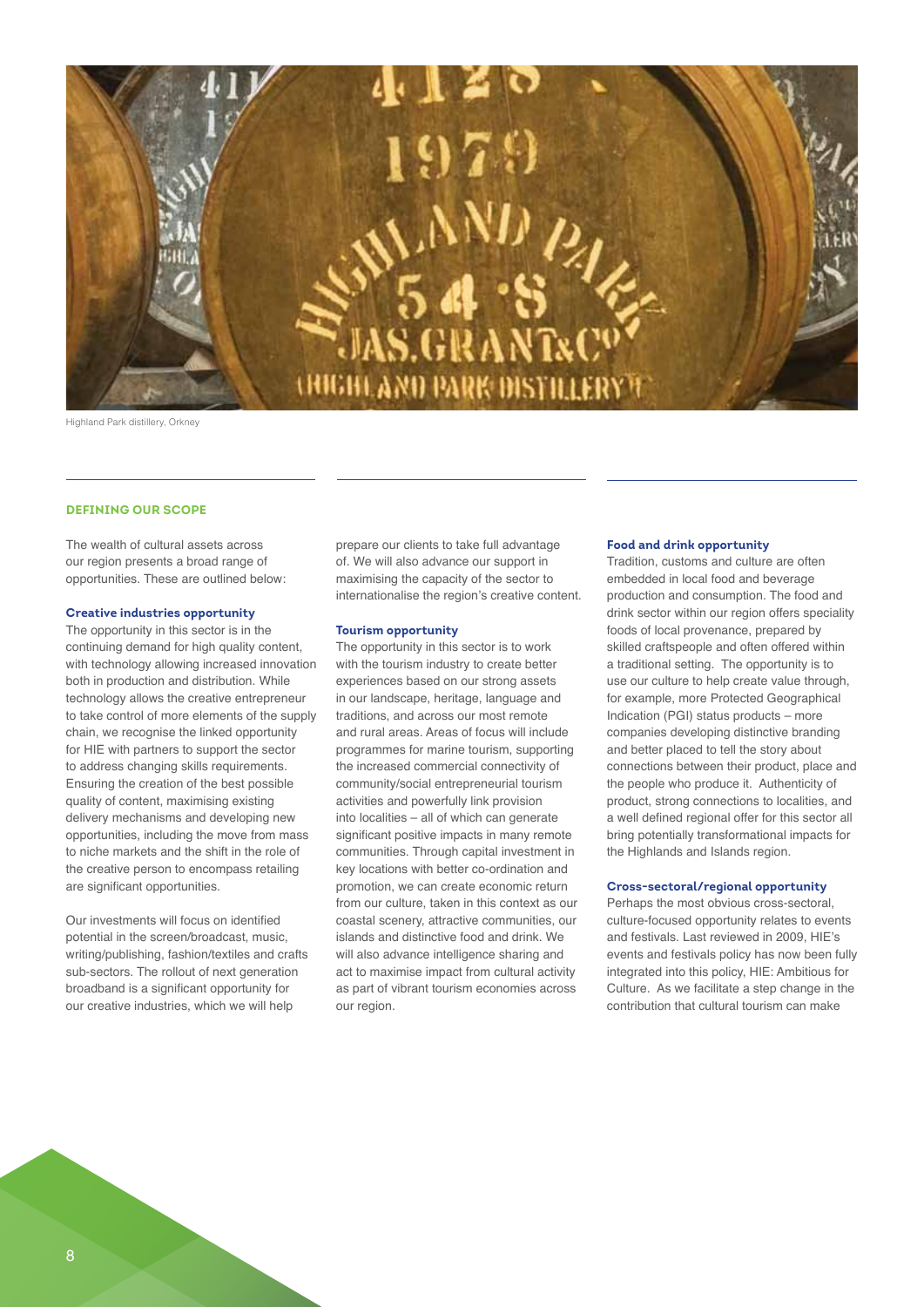Highland Park distillery, Orkney

## DEFINING OUR SCOPE

The wealth of cultural assets across our region presents a broad range of opportunities. These are outlined below:

### Creative industries opportunity

The opportunity in this sector is in the continuing demand for high quality content, with technology allowing increased innovation both in production and distribution. While technology allows the creative entrepreneur to take control of more elements of the supply chain, we recognise the linked opportunity for HIE with partners to support the sector to address changing skills requirements. Ensuring the creation of the best possible quality of content, maximising existing delivery mechanisms and developing new opportunities, including the move from mass to niche markets and the shift in the role of the creative person to encompass retailing are significant opportunities.

Our investments will focus on identified potential in the screen/broadcast, music, writing/publishing, fashion/textiles and crafts sub-sectors. The rollout of next generation broadband is a significant opportunity for our creative industries, which we will help prepare our clients to take full advantage of. We will also advance our support in maximising the capacity of the sector to internationalise the region's creative content.

### Tourism opportunity

The opportunity in this sector is to work with the tourism industry to create better experiences based on our strong assets in our landscape, heritage, language and traditions, and across our most remote and rural areas. Areas of focus will include programmes for marine tourism, supporting the increased commercial connectivity of community/social entrepreneurial tourism activities and powerfully link provision into localities – all of which can generate significant positive impacts in many remote communities. Through capital investment in key locations with better co-ordination and promotion, we can create economic return from our culture, taken in this context as our coastal scenery, attractive communities, our islands and distinctive food and drink. We will also advance intelligence sharing and act to maximise impact from cultural activity as part of vibrant tourism economies across our region.

### Food and drink opportunity

Tradition, customs and culture are often embedded in local food and beverage production and consumption. The food and drink sector within our region offers speciality foods of local provenance, prepared by skilled craftspeople and often offered within a traditional setting. The opportunity is to use our culture to help create value through, for example, more Protected Geographical Indication (PGI) status products – more companies developing distinctive branding and better placed to tell the story about connections between their product, place and the people who produce it. Authenticity of product, strong connections to localities, and a well defined regional offer for this sector all bring potentially transformational impacts for the Highlands and Islands region.

### Cross-sectoral/regional opportunity

Perhaps the most obvious cross-sectoral, culture-focused opportunity relates to events and festivals. Last reviewed in 2009, HIE's events and festivals policy has now been fully integrated into this policy, HIE: Ambitious for Culture. As we facilitate a step change in the contribution that cultural tourism can make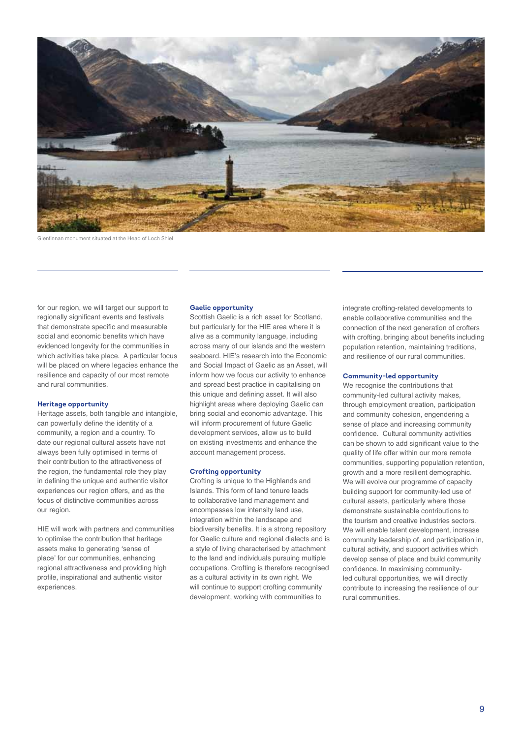Glenfinnan monument situated at the Head of Loch Shiel

for our region, we will target our support to regionally significant events and festivals that demonstrate specific and measurable social and economic benefits which have evidenced longevity for the communities in which activities take place. A particular focus will be placed on where legacies enhance the resilience and capacity of our most remote and rural communities.

### Heritage opportunity

Heritage assets, both tangible and intangible, can powerfully define the identity of a community, a region and a country. To date our regional cultural assets have not always been fully optimised in terms of their contribution to the attractiveness of the region, the fundamental role they play in defining the unique and authentic visitor experiences our region offers, and as the focus of distinctive communities across our region.

HIE will work with partners and communities to optimise the contribution that heritage assets make to generating 'sense of place' for our communities, enhancing regional attractiveness and providing high profile, inspirational and authentic visitor experiences.

### Gaelic opportunity

Scottish Gaelic is a rich asset for Scotland, but particularly for the HIE area where it is alive as a community language, including across many of our islands and the western seaboard. HIE's research into the Economic and Social Impact of Gaelic as an Asset, will inform how we focus our activity to enhance and spread best practice in capitalising on this unique and defining asset. It will also highlight areas where deploying Gaelic can bring social and economic advantage. This will inform procurement of future Gaelic development services, allow us to build on existing investments and enhance the account management process.

### Crofting opportunity

Crofting is unique to the Highlands and Islands. This form of land tenure leads to collaborative land management and encompasses low intensity land use, integration within the landscape and biodiversity benefits. It is a strong repository for Gaelic culture and regional dialects and is a style of living characterised by attachment to the land and individuals pursuing multiple occupations. Crofting is therefore recognised as a cultural activity in its own right. We will continue to support crofting community development, working with communities to integrate crofting-related developments to enable collaborative communities and the connection of the next generation of crofters with crofting, bringing about benefits including population retention, maintaining traditions, and resilience of our rural communities.

### Community-led opportunity

We recognise the contributions that community-led cultural activity makes, through employment creation, participation and community cohesion, engendering a sense of place and increasing community confidence. Cultural community activities can be shown to add significant value to the quality of life offer within our more remote communities, supporting population retention, growth and a more resilient demographic. We will evolve our programme of capacity building support for community-led use of cultural assets, particularly where those demonstrate sustainable contributions to the tourism and creative industries sectors. We will enable talent development, increase community leadership of, and participation in, cultural activity, and support activities which develop sense of place and build community confidence. In maximising community-led cultural opportunities, we will directly contribute to increasing the resilience of our rural communities.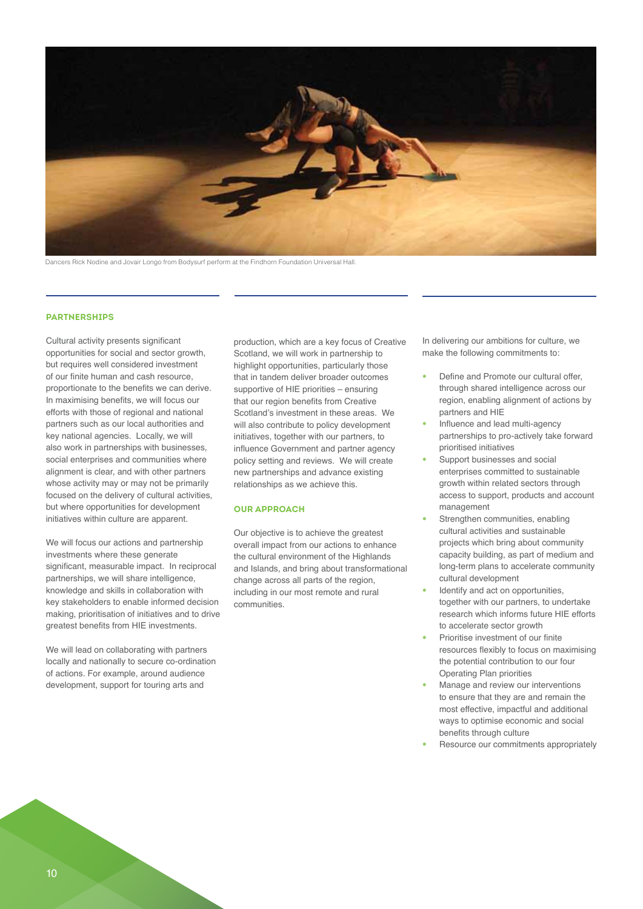Dancers Rick Nodine and Jovair Longo from Bodysurf perform at the Findhorn Foundation Universal Hall.

## PARTNERSHIPS

Cultural activity presents significant opportunities for social and sector growth, but requires well considered investment of our finite human and cash resource, proportionate to the benefits we can derive. In maximising benefits, we will focus our efforts with those of regional and national partners such as our local authorities and key national agencies. Locally, we will also work in partnerships with businesses, social enterprises and communities where alignment is clear, and with other partners whose activity may or may not be primarily focused on the delivery of cultural activities, but where opportunities for development initiatives within culture are apparent.

We will focus our actions and partnership investments where these generate significant, measurable impact. In reciprocal partnerships, we will share intelligence, knowledge and skills in collaboration with key stakeholders to enable informed decision making, prioritisation of initiatives and to drive greatest benefits from HIE investments.

We will lead on collaborating with partners locally and nationally to secure co-ordination of actions. For example, around audience development, support for touring arts and production, which are a key focus of Creative Scotland, we will work in partnership to highlight opportunities, particularly those that in tandem deliver broader outcomes supportive of HIE priorities – ensuring that our region benefits from Creative Scotland's investment in these areas. We will also contribute to policy development initiatives, together with our partners, to influence Government and partner agency policy setting and reviews. We will create new partnerships and advance existing relationships as we achieve this.

## OUR APPROACH

Our objective is to achieve the greatest overall impact from our actions to enhance the cultural environment of the Highlands and Islands, and bring about transformational change across all parts of the region, including in our most remote and rural communities.

In delivering our ambitions for culture, we make the following commitments to:

- Define and Promote our cultural offer, through shared intelligence across our region, enabling alignment of actions by partners and HIE
- Influence and lead multi-agency partnerships to pro-actively take forward prioritised initiatives
- Support businesses and social enterprises committed to sustainable growth within related sectors through access to support, products and account management
- Strengthen communities, enabling cultural activities and sustainable projects which bring about community capacity building, as part of medium and long-term plans to accelerate community cultural development
- Identify and act on opportunities, together with our partners, to undertake research which informs future HIE efforts to accelerate sector growth
- Prioritise investment of our finite resources flexibly to focus on maximising the potential contribution to our four Operating Plan priorities
- Manage and review our interventions to ensure that they are and remain the most effective, impactful and additional ways to optimise economic and social benefits through culture
- Resource our commitments appropriately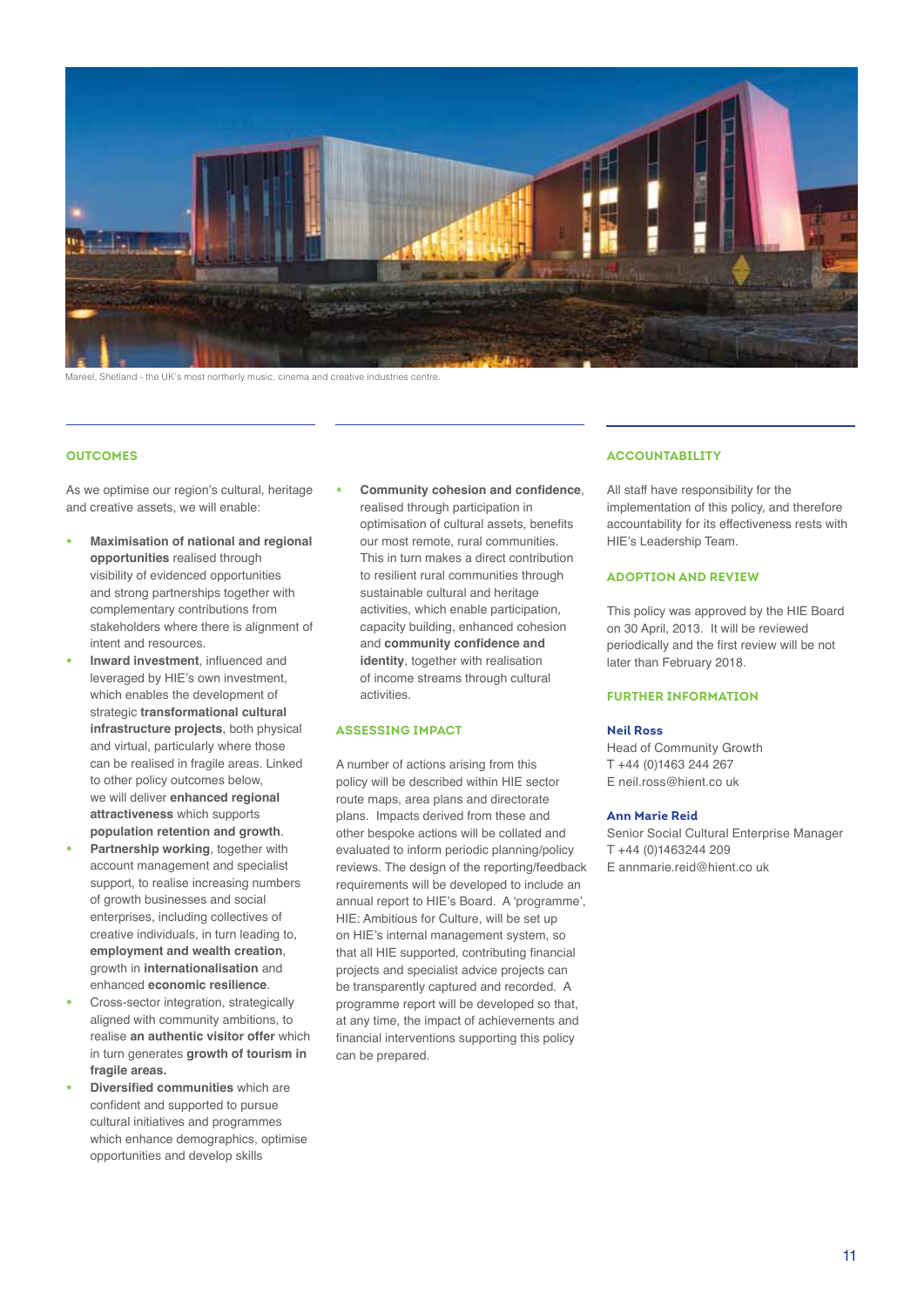Mareel, Shetland - the UK's most northerly music, cinema and creative industries centre.

## OUTCOMES

As we optimise our region's cultural, heritage and creative assets, we will enable:

- **Maximisation of national and regional opportunities** realised through visibility of evidenced opportunities and strong partnerships together with complementary contributions from stakeholders where there is alignment of intent and resources.
- **Inward investment**, influenced and leveraged by HIE's own investment, which enables the development of strategic **transformational cultural infrastructure projects**, both physical and virtual, particularly where those can be realised in fragile areas. Linked to other policy outcomes below, we will deliver **enhanced regional attractiveness** which supports **population retention and growth**.
- **Partnership working**, together with account management and specialist support, to realise increasing numbers of growth businesses and social enterprises, including collectives of creative individuals, in turn leading to, **employment and wealth creation**, growth in **internationalisation** and enhanced **economic resilience**.
- Cross-sector integration, strategically aligned with community ambitions, to realise **an authentic visitor offer** which in turn generates **growth of tourism in fragile areas.**
- **Diversified communities** which are confident and supported to pursue cultural initiatives and programmes which enhance demographics, optimise opportunities and develop skills
- **Community cohesion and confidence**, realised through participation in optimisation of cultural assets, benefits our most remote, rural communities. This in turn makes a direct contribution to resilient rural communities through sustainable cultural and heritage activities, which enable participation, capacity building, enhanced cohesion and **community confidence and identity**, together with realisation of income streams through cultural activities.

## ASSESSING IMPACT

A number of actions arising from this policy will be described within HIE sector route maps, area plans and directorate plans. Impacts derived from these and other bespoke actions will be collated and evaluated to inform periodic planning/policy reviews. The design of the reporting/feedback requirements will be developed to include an annual report to HIE's Board. A 'programme', HIE: Ambitious for Culture, will be set up on HIE's internal management system, so that all HIE supported, contributing financial projects and specialist advice projects can be transparently captured and recorded. A programme report will be developed so that, at any time, the impact of achievements and financial interventions supporting this policy can be prepared.

## ACCOUNTABILITY

All staff have responsibility for the implementation of this policy, and therefore accountability for its effectiveness rests with HIE's Leadership Team.

## ADOPTION AND REVIEW

This policy was approved by the HIE Board on 30 April, 2013. It will be reviewed periodically and the first review will be not later than February 2018.

## FURTHER INFORMATION

**Neil Ross**
Head of Community Growth
T +44 (0)1463 244 267
E neil.ross@hient.co uk

**Ann Marie Reid**
Senior Social Cultural Enterprise Manager
T +44 (0)1463244 209
E annmarie.reid@hient.co uk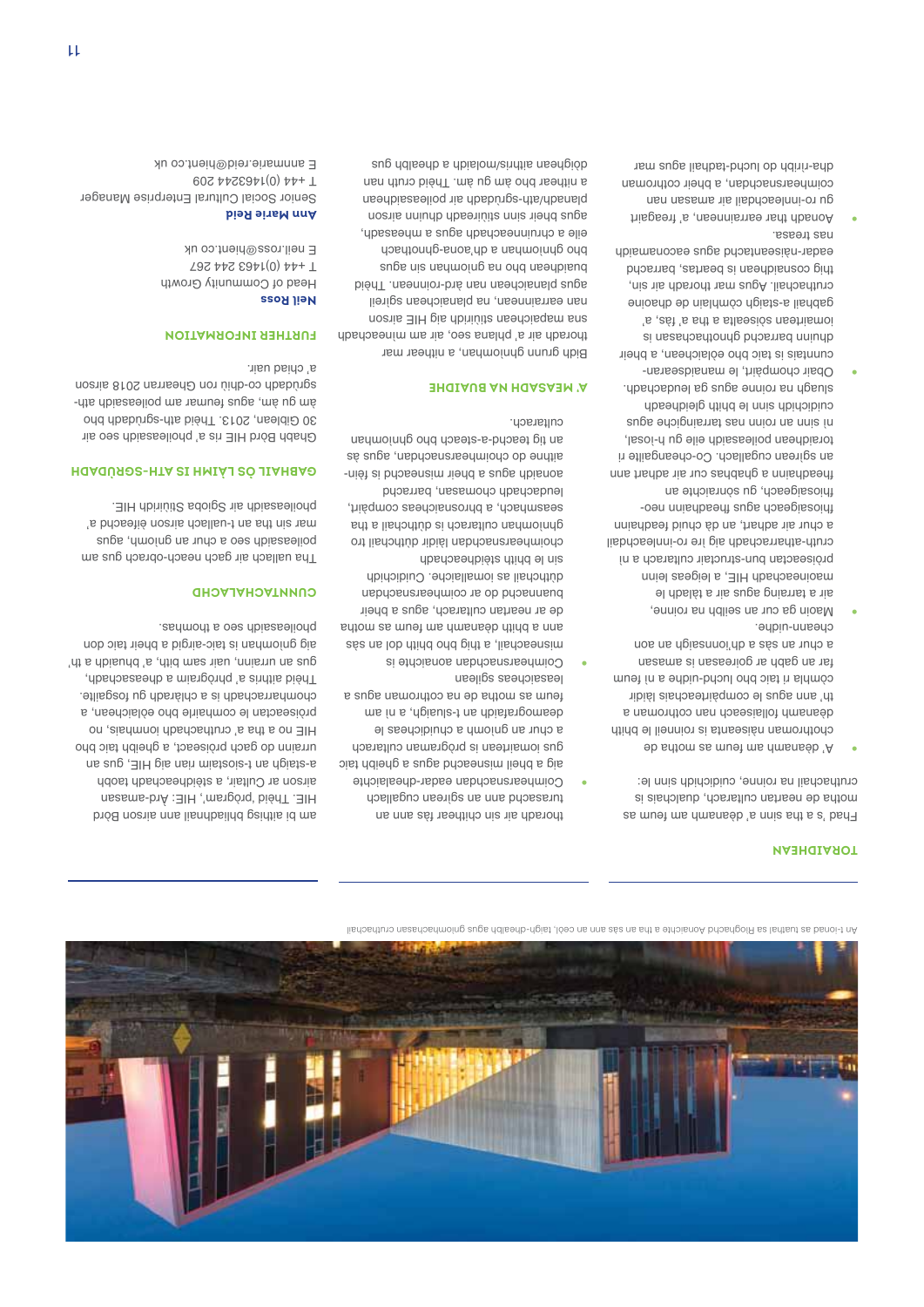An t-Ionad as tuathail sa Rìoghachd Aonaichte a tha a' sàs ann an ceòl, taigh-dhealbh agus gnìomhachasan cruthachail

## TORAIDHEAN

Fhad 's a tha sinn a' dèanamh am feum as motha de neartan cultarach, dualchais is cruthachail na roinne, cuidichidh sinn le:

- A' dèanamh am feum as motha de chothroman nàiseanta is roinneil le bhith a' dèanamh follaiseach nan cothroman a th' ann agus le com-pàirteachas làidir còmhla ri taic bho luchd-ùidhe is nì feum far an gabh ar goireasan is amasan a chur an sàs a dh'ionnsaigh an neo-cheann-uidhe.
- Maoin ga cur an sàs sa roinne, air a tarraing agus air a tàladh le maoineachadh HIE, a leigeas leinn pròiseactan bun-structair cultarach a nì cruth-atharrachadh air ro-innleachdail a chur air adhart, an dà chuid feadhainn fhiosaigeach agus feadhainn neo-fhiosaigeach, gu sònraichte an fheadhainn a ghabhas cur air adhart ann an sgìrean cugallach. Co-cheangailte ri toraidhean poileasaidh eile gu h-ìosal, nì sinn an roinn nas tarraingiche agus cuidichidh sinn le bhith gleidheadh sluagh na roinne agus ga leudachadh.
- Obair chompàirt, le manaidsearan-cunntais agus taic bho eòlaichean, a bheir dhuinn barrachd ghnothachasan is iomairtean sòisealta a tha a' fàs, a' gabhail a-steach còmhlain ùr dhaoine cruthachail. Agus mar thoradh air sin, thig cosnaidhean is beartas, barrachd eadar-nàiseantachd agus eaconamaidh nas treasa.
- Aonadh thar earrainnean, a' freagairt gu ro-innleachdail air amasan nan coimhearsnachdan, a bheir cothroman dha-rìribh do luchd-tadhail agus mar thoradh air sin chithear fàs ann an turasachd ann an sgìrean cugallach.
- Coimhearsnachdan eadar-dhealaichte aig a bheil misneachd agus a ghabhas taic gus iomairtean is prògraman cultarach a chur an gnìomh a chuidicheas le deamografaidh an t-sluaigh, a nì am feum as motha de na cothroman agus a leasaicheas sgilean.
- Coimhearsnachdan aonaichte is misneachail, a thig bho bhith an sàs ann a bhith dèanamh am feum as motha de ar neartan cultarach, agus a bheir buannachd do choimhearsnachdan dùthchail as iomallaiche. Cuidichidh sin le bhith stèidheachadh choimhearsnachdan làidir dùthchail is tro ghnìomhachdan cultarach is dùthchail a tha seasmhach, a bhrosnaicheas compàirt, leudachadh chomasan, barrachd aonaidh agus a bheir misneachd is fèin-aithne do choimhearsnachdan, agus às an tig teachd-a-steach bho ghnìomhan cultarach.

## A' MEASADH NA BUAIDHE

Bidh buaidh ghnìomhan, a nithear mar thoradh air a' phlana seo, air am mìneachadh sna mapaichean stiùiridh aig HIE airson nan earrainnean, na planaichean sgìreil agus planaichean nan àrd-roinnean. Thèid buaidhean bho na gnìomhan sin agus bho ghnìomhan a dh'aona-ghnothach eile a chruinneachadh agus a mheasadh, agus bheir sinn stiùireadh dhuinn airson planadh/ath-sgrùdadh air poileasaidhean a nithear bho àm gu àm. Thèid cruth nan dòighean aithris/molaidh a dhealbh gus am bi aithisg bhliadhnail ann airson Bòrd HIE. Thèid 'prògram', HIE: Àrd-amasan airson ar Cultair, a stèidheachadh taobh a-staigh an t-siostaim rian aig HIE, gus an urrainn do gach pròiseact, a ghabh taic bho HIE no a tha a' cruthachadh ìomhaisean, no pròiseactan le comhairle bho eòlaichean, a chomharrachadh is a chlàradh gu fosgailte. Thèid aithris a' phrògraim a dheasachadh, gus an urrainn, uair sam bith, a' bhuaidh a th' aig gnìomhan is taic-airgid a bheir taic don phoileasaidh seo a thomhas.

## CUNNTACHALACHD

Tha uallach air gach neach-obrach gus am poileasaidh seo a chur an gnìomh, agus mar sin tha an t-uallach airson èifeachd a' phoileasaidh air Sgioba Stiùiridh HIE.

## GABHAIL ÒS LÀIMH IS ATH-SGRÙDADH

Ghabh Bòrd HIE ris a' phoileasaidh seo air 30 Giblean, 2013. Thèid ath-sgrùdadh bho àm gu àm, agus feumar am poileasaidh ath-sgrùdadh co-dhiù ron Ghearran 2018 airson a' chiad uair.

## FURTHER INFORMATION

**Neil Ross**
Head of Community Growth
T +44 (0)1463 244 267
E neil.ross@hient.co.uk

**Ann Marie Reid**
Senior Social Cultural Enterprise Manager
T +44 (0)1463244 209
E annmarie.reid@hient.co.uk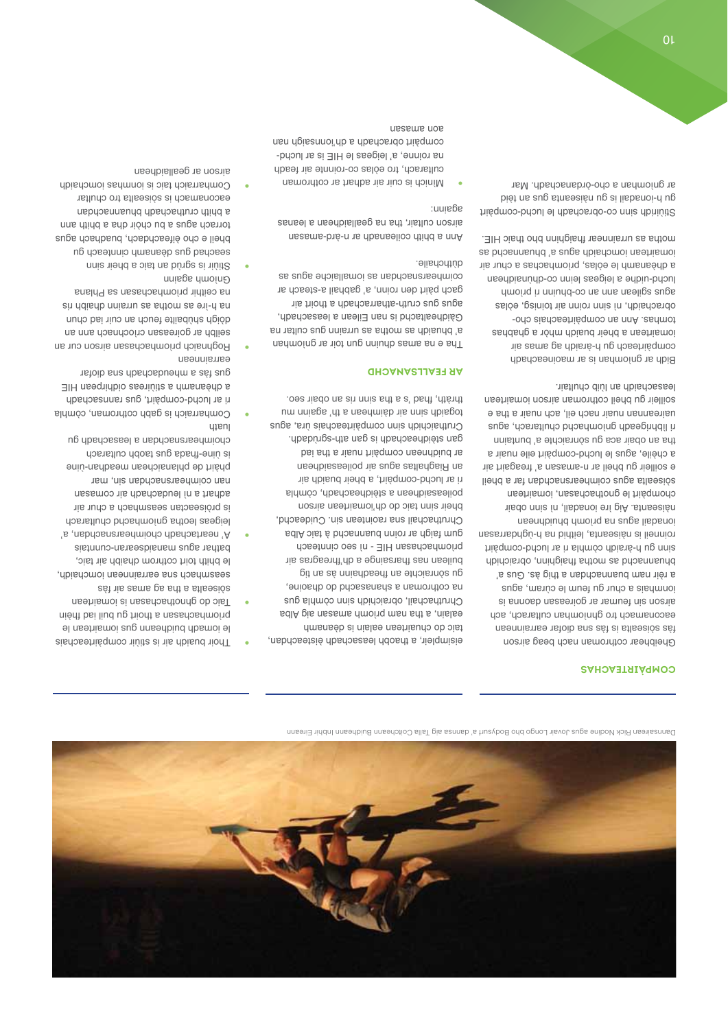Dannsairean Rick Nodine agus Jovair Longo bho Bodysurf a' dannsa aig Talla Coitcheann Buidheann Inbhir Èireann

## COMPÀIRTEACHAS

Gheibhear cothroman nach beag airson fàs sòisealta is fàs sna dìofar earrannan eaconamach tro ghnìomhan cultarach, ach airson sin feumar ar goireasan daonna is ionmhais a chur gu feum le cùram, agus a rèir nam buannachdan a thig às. Gus a' buannachd as motha fhaighinn, obraichidh sinn gu h-àraidh còmhla ri ar luchd-compàirt roinneil is nàiseanta, leithid na h-ùghdarrasan nàiseanta. Aig ìre ionadail, nì sinn obair chompàirt le gnothachasan, iomairtean sòisealta agus coimhearsnachdan far a bheil e soilleir gu bheil ar n-amasan a' freagairt air a chèile, agus le luchd-compàirt eile nuair a tha an obair aca gu sònraichte a' buntainn ri libhrigeadh gnìomhachd chultarach, agus uaireannan nuair nach eil, ach nuair a tha e soilleir gu bheil cothroman airson iomairtean leasachaidh an lùib chultair.

Bidh ar gnìomhan is ar maoineachadh compàirteach gu h-àraidh gu amas air iomairtean a bheir buaidh mhòr a ghabhas tomhas. Ann an compàirteachais cho-obrachaidh, nì sinn roinn air toinisg, eòlas agus sgilean ann an co-bhuinn ri prìomh luchd-ùidhe a leigeas leinn co-dhùnaidhean a dhèanamh le eòlas, prìomhachas a chur air iomairtean iomchaidh agus a' buannachd as motha as urrainnear fhaighinn bho thaic HIE.

Stiùiridh sinn co-obrachadh le luchd-compàirt gu h-ionadail is gu nàiseanta gus an tèid ar gnìomhan a cho-òrdanachadh. Mar eisimpleir, a thaobh leasachadh èisteachdan, taic do chuirtean ealain is dèanamh ealain, a tha nam prìomh amasan aig Alba Chruthachail, obraichidh sinn còmhla gus na cothroman a shanasachd do dhaoine, gu sònraichte an fheadhainn às an tig buidhean nas fharsainge a dh'fhreagras air prìomhachasan HIE - nì seo cinnteach gum faigh ar roinn buannachd à taic Alba Chruthachail sna raointean sin. Cuideachd, bheir sinn taic do dh'iomairtean airson poileasaidhean a stèidheachadh, còmhla ri ar luchd-compàirt, a bheir buaidh air ar buidhnean compàirt nuair a tha iad an Riaghaltas agus air poileasaidhean gan stèidheachadh is gan ath-sgrùdadh. Cruthaichidh sinn compàirteachais ùra, agus togaidh sinn air dàimhean a th' againn mu thràth, fhad 's a tha sinn ris an obair seo.

## AR FEALLSANACHD

Tha e na amas dhuinn gun toir ar gnìomhan a' bhuaidh as motha as urrainn gus cultar na Gàidhealtachd is nan Eilean a leasachadh, agus gus cruth-atharrachadh a thoirt air gach pàirt den roinn, a' gabhail a-steach ar coimhearsnachdan as iomallaiche agus as dùthchaile.

Ann a bhith coileanadh ar n-àrd-amasan airson cultair, tha na geallaidhean a leanas againn:

- Mìnich is cuir air adhart ar cothroman cultarach, tro eòlas co-roinnte air feadh na roinne, a' leigeas le HIE is ar luchd-compàirt obrachadh a dh'ionnsaigh nan aon amasan
- Thoir buaidh air is stiùir compàirteachais le iomadh buidheann gus iomairtean le prìomhachasan a thoirt gu buil iad fhèin
- Taic do ghnothachasan is iomairtean sòisealta a tha ag amas air fàs seasmhach sna earrainnean iomchaidh, le bhith toirt cothrom dhaibh air taic, bathar agus manaidsearan-cunntais
- A' neartachadh choimhearsnachdan, a' leigeas leotha gnìomhachd chultarach is pròiseactan seasmhach a chur air adhart a nì leudachadh air comasan nan coimhearsnachdan sin, mar phàirt de phlanaichean meadhan-ùine is ùine-fhada gus taobh cultarach choimhearsnachdan a leasachadh gu luath
- Comharraich is gabh cothroman, còmhla ri ar luchd-compàirt, gus rannsachadh a dhèanamh a stiùireas oidhirpean HIE gus fàs a mheudachadh sna dìofar earrainnean
- Roghnaich prìomhachasan airson cur an sàs le goireasan crìochnach ann an dòigh shùbailte feuch an cuir iad chun na h-ìre as motha as urrainn dhaibh ris na ceithir prìomhachasan sa Phlana Gnìomh againn
- Stiùir is sgrùd an taic a bheir sinn seachad gus dèanamh cinnteach gu bheil e cho èifeachdach, buadhach agus torrach agus a bu chòir dha a bhith ann a bhith cruthachadh buannachdan eaconamach is sòisealta do chultar
- Comharraich taic is ionmhas iomchaidh airson ar geallaidhean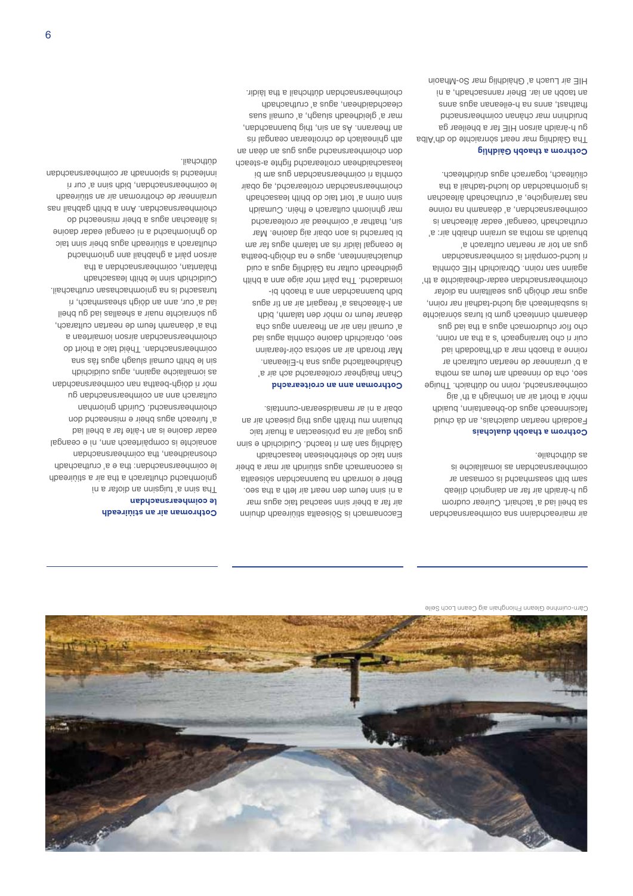Càrn-cuimhne Gleann Fhionghain aig Ceann Loch Seile

air maireachdainn sna coimhearsnachdan sa bheil iad a' tachairt. Cuirear cudrom gu h-àraidh air far a daingnich dìleab sam bith seasmhach is comasan ar coimhearsnachdan as iomallaiche is as dùthchaile.

**Cothrom a thaobh dualchais**

Faodaidh neartan dualchais, an dà chuid faicsinneach agus do-bheantainn, buaidh mhòr a thoirt air an ìomhaigh a th' aig coimhearsnachd, roinn no dùthaich. Tuigse seo, cha do rinneadh am feum as motha a b' urrainnear de neartan cultarach ar roinne a thoirt mar a dh'fhaodadh iad cuir ri cho tarraingeach 's a tha an roinn, cho fìor chudromach agus a tha iad gus dèanamh cinnteach gum bi turas sònraichte is susbainteach aig luchd-tadhail nar roinn, agus mar dhòigh gus sealltainn na dìofar choimhearsnachdan eadar-dhealaichte a th' againn san roinn. Obraichidh HIE còmhla ri luchd-compàirt is coimhearsnachdan gus an toir ar neartan cultarach a' bhuaidh as motha as urrainn dhaibh air: a' cruthachadh 'ceangal' eadar àiteachan is coimhearsnachdan, a' dèanamh na roinne nas tarraingiche, a' cruthachadh àiteachan is gnìomhachdan do luchd-tadhail a tha cliùiteach, togarrach agus drùidhteach.

**Cothrom a thaobh Gàidhlig**

Tha Gàidhlig mar neart sònraichte do dh'Alba gu h-àraidh airson HIE far a bheilear ga bruidhinn mar chànan coimhearsnachd fhathast, anns na h-eileanan agus anns an taobh an iar. Bheir rannsachadh, a nì HIE air Luach a' Ghàidhlig mar So-Mhaoin Eaconamach is Sòisealta stiùireadh dhuinn air far a bheir sinn taic agus mar a nì sinn feum den neart air leth a tha seo. Bheir e iomradh na buannachdan sòisealta is eaconamach agus stiùiridh air mar a bheir sinn taic do sheirbheisean leasachaidh Gàidhlig san àm ri teachd. Cuidichidh e sinn gus togail air na pròiseactan a fhuair taic bhuainn mu thràth agus thig piseach air an obair a nì ar manaidsearan-cunntais.

**Cothroman ann an croitearachd**

Chan fhaighear croitearachd ach air a' Ghàidhealtachd agus sna h-Eileanan. Mar thoradh air an seòrsa còir-fearainn seo, obraichidh daoine còmhla gus iad a' cumail rian air an fhearann agus cha dèanar feum ro mhòr den talamh, bidh an t-àiteachas a' freagairt air an tìr agus bidh buannachdan ann a thaobh bith-iomadachd. Tha pàirt mhòr aige ann a bhith gleidheadh cultar na Gàidhlig agus a cuid dualchaintean, agus e na dhòigh-beatha le ceangal làidir ris an talamh agus far am bi barrachd is aon obair aig daoine. Mar sin, thathar a' coimhead air croitearachd mar ghnìomh cultarach e fhèin. Cumaidh sinn oirnn a' toirt taic do bhith leasachadh choimhearsnachdan croitearachd, ag obair còmhla ri coimhearsnachdan gus am bi leasachaidhean croitearachd fighte a-steach don choimhearsnachd agus gus an dèan an ath ghinealach de chroitearan ceangal ris an fhearann. As an sin, thig buannachdan, mar a' gleidheadh sluagh, a' cumail suas cleachdaidhean, agus a' cruthachadh choimhearsnachdan dùthchail a tha làidir.

**Cothroman air an stiùireadh le coimhearsnachdan**

Tha sinn a' tuigsinn an diofar a nì gnìomhachd chultarach a tha air a stiùireadh le coimhearsnachdan: tha e a' cruthachadh chonaidhean, tha coimhearsnachdan aonaichte is compàirteach ann, nì e ceangal eadar daoine is an t-àite far a bheil iad a' fuireach agus bheir e misneachd don choimhearsnachd. Cuiridh gnìomhan cultarach ann an coimhearsnachdan gu mòr ri dòigh-beatha nan coimhearsnachdan as iomallaiche againn, agus cuidichidh sin le bhith cumail sluagh agus fàs san coimhearsnachdan. Theid taic a thoirt do choimhearsnachdan airson iomairtean a tha a' dèanamh feum de neartan cultarach, gu sònraichte nuair a sheallas iad gu bheil iad a' cur, ann an dòigh sheasmhach, ri turasachd is na gnìomhachasan cruthachail. Cuidichidh sinn le bhith leasachadh thàlantan, coimhearsnachdan a tha airson pàirt a ghabhail ann gnìomhachd chultarach a stiùireadh agus bheir sinn taic do ghnìomhachd a nì ceangal eadar daoine is àiteachan agus a bheir misneachd do choimhearsnachdan. Ann a bhith gabhail nas urrainnear de chothroman air an stiùireadh le coimhearsnachdan, bidh sinn a' cur ri inmeachd is spionnadh ar coimhearsnachdan dùthchail.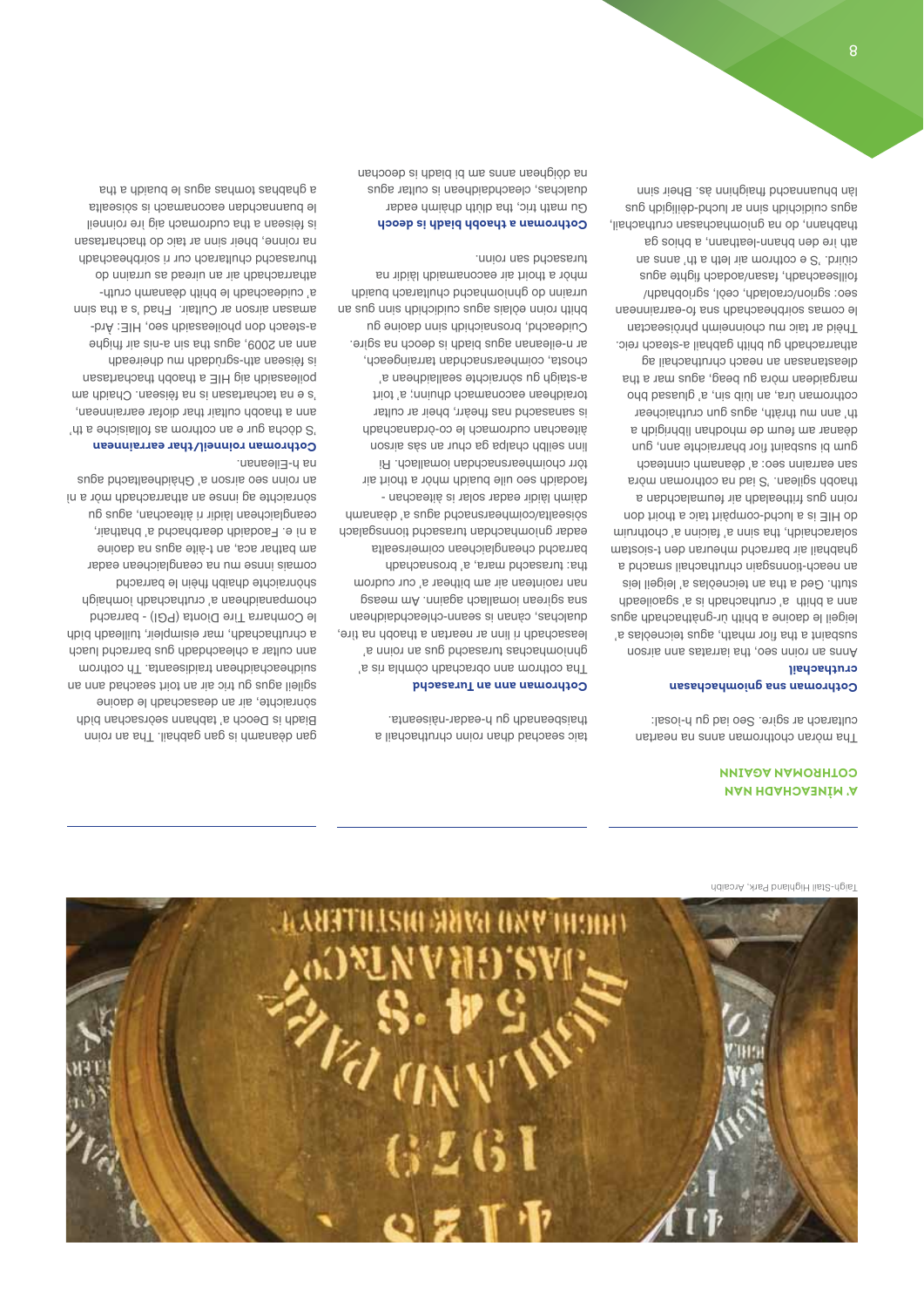Taigh-Stail Highland Park, Arcaibh

## A' MÌNEACHADH NAN COTHROMAN AGAINN

Tha mòran chothroman anns na neartan cultarach ar sgìre. Seo iad gu h-ìosal:

### Cothroman sna gnìomhachasan cruthachail

Anns an roinn seo, tha iarrtas ana airson susbaint a tha fìor mhath, agus teicneòlas a' leigeil le daoine a bhith ùr-ghnàthachadh agus ann a bhith a' cruthachadh is a' sgaoileadh stuth. Ged a tha an teicneòlas a' leigeil leis an neach-tionnsgain cruthachail smachd a ghabhail air barrachd mheuran den t-siostam solarachaidh, tha sinn a' faicinn a' chothruim do HIE is a lucht-compàirt taic a thoirt don roinn gus frithealadh air feumalachdan a thaobh sgilean. 'S iad na cothroman mòra san earrainn seo: a' dèanamh cinnteach gum bi susbaint fìor bharraichte ann, gun dèanar am feum de mhodhan ìbhrighidh a th' ann mu thràth, agus gun cruthaichear cothroman ùra, an lùib sin, a' gluasad bho margaidean mòra gu beag, agus mar a tha dleastanasan an neach chruthachail ag atharrachadh gu bhith gabhail a-steach reic. Thèid ar taic mu choinneimh phròiseactan le comas soirbheachadh sna fo-earrainnean seo: sgrion/craoladh, ceòl, sgrìobhadh/foillseachadh, fasan/aodach fighte agus ciùird. 'S e cothrom air leth a th' anns an ath ìre den bhann-leathann, a bhios ga thabhann, do na gnìomhachasan cruthachail, agus cuidichidh sinn ar luchd-dèiligidh gus làn bhuannachd fhaighinn às. Bheir sinn taic seachad dhan roinn chruthachail a thaisbeanadh gu h-eadar-nàiseanta.

### Cothroman ann an Turasachd

Tha cothrom ann obrachadh còmhla ris a' ghnìomhachas turasachd gus an roinn a' leasachadh ri linn an neartan a thaobh na tìre, dualchas, cànan is seann-chleachdaidhean sna sgìrean iomallach againn. Am measg nan raointean air am bithear a' cur cudrom tha: turasachd mara, a' brosnachadh barrachd cheanglaichean coimeirsealta eadar gnìomhachan turasachd tionnsgalach sòisealta/coimhearsnachd agus a' dèanamh dàimh làidir eadar solar is àiteachan - faodaidh seo uile buaidh mhòr a thoirt air tòrr choimhearsnachdan iomallach. Ri linn seilbh chalpa ga chur an sàs airson àiteachan cudromach le co-òrdanachadh is sanasachd nas fheàrr, bheir ar cultar a-staigh gu sònraichte seallaidhean a' toraidhean eaconamach dhuinn; a' toirt chosta, coimhearsnachdan tarraingeach, ar n-eileanan agus biadh is deoch na sgìre. Cuideachd, brosnaichidh sinn daoine gu bhith roinn eòlais agus cuidichidh sinn gus an urrainn do ghnìomhachd chultarach buaidh mhòr a thoirt air eaconamaidh làidir na turasachd san roinn.

### Cothroman a thaobh biadh is deoch

Gu math tric, tha dlùth dhàimh eadar dualchas, cleachdaidhean is cultar agus na dòighean anns am bi biadh is deochan gan dèanamh is gan gabhail. Tha an roinn Biadh is Deoch a' tabhann seòrsachan bìdh sònraichte, air an deasachadh le daoine sgileil agus gu tric air an toirt seachad ann an suidheachaidhean traidiseanta. Tha cothrom ann cultar a chleachdadh gus barrachd luach a chruthachadh, mar eisimpleir, tuilleadh bìdh le Comharra Tìre Dìonta (PGI) - barrachd chompanaidhean a' cruthachadh iomhaigh shònraichte dhaibh fhèin le barrachd comais innse mu na ceanglaichean eadar am bathar aca, an t-àite agus na daoine a nì e. Faodaidh dearbhachd a' bhathair, ceanglaichean làidir ri àiteachan, agus gu sònraichte ag innse an atharrachadh mòr a nì an roinn seo airson a' Ghàidhealtachd agus na h-Eileanan.

### Cothroman roinneil/thar earrainnean

'S dòcha gur e an cothrom as follaisiche a th' ann a thaobh cultair thar diofar earrainnean, 's e na tachartasan is na fèisean. Chaidh am poileasaidh aig HIE a thaobh thachartasan is fèisean ath-sgrùdadh mu dheireadh ann an 2009, agus tha sin a-nis air fhighe a-steach don phoileasaidh seo, HIE: Àrd-amasan airson ar Cultair. Fhad 's a tha sinn a' cuideachadh le bhith dèanamh cruth-atharrachadh air an uiread as urrainn do thurasachd chultarach cur ri soirbheachadh na roinne, bheir sinn ar taic do thachartasan is fèisean a tha cudromach aig ìre roinneil le buannachdan eaconamach is sòisealta a ghabhas tomhas agus le buaidh a tha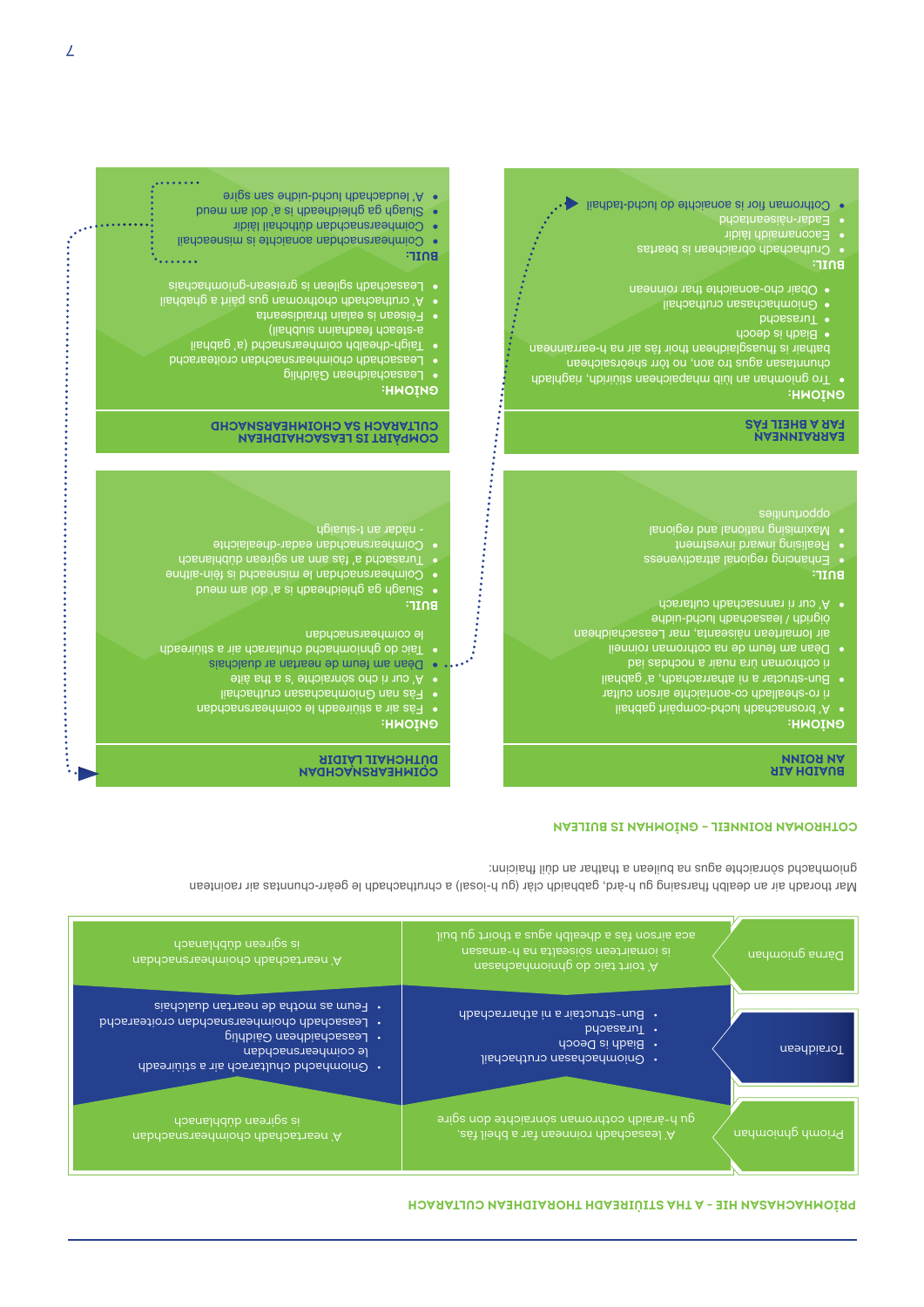## PRÌOMHACHASAN HIE - A THA STIÙIREADH THORAIDHEAN CULTARACH

| | | |
|---|---|---|
| Prìomh ghnìomhan | A' leasachadh roinnean far a bheil fàs, gu h-àraidh cothroman sònraichte don sgìre | A' neartachadh choimhearsnachdan is sgìrean dùthchail |
| Toraidhean | • Gnìomhachasan cruthachail<br>• Biadh is Deoch<br>• Turasachd<br>• Bun-structar a nì atharrachadh | • Gnìomhachd chultarach air a stiùireadh le coimhearsnachdan<br>• Leasachaidhean Gàidhlig<br>• Leasachadh choimhearsnachdan croitearachd<br>• Feum as motha de neartan dualchais |
| Darna gnìomhan | A' toirt taic do ghnìomhachasan is iomairtean sòisealta na h-earrainn aca airson fàs a dhèanamh agus a thoirt gu buil | A' neartachadh choimhearsnachdan is sgìrean dùthchail |

Mar thoradh air an dealbh fharsaing gu h-àrd, gabhaidh clàr (gu h-ìosal) a chruthachadh le geàrr-chunntas air raointean gnìomhachd sònraichte agus na builean a thathar an dùil fhaicinn:

## COTHROMAN ROINNEIL - GNÌOMHAN IS BUILEAN

### BUAIDH AIR AN ROINN

**GNÌOMH:**
- A' brosnachadh luchd-compàirt gabhail ri ro-shealladh co-aonaichte airson cultar is bun-structar a nì atharrachadh, a' gabhail ri cothroman ùra nuair a nochdas iad
- Dèan am feum as motha de na cothroman roinneil air iomairtean nàiseanta, mar Leasachaidhean òigridh / luchd-uidhe
- A' cur ri rannsachadh cultarach

**BUIL:**
- Enhancing regional attractiveness
- Realising inward investment
- Maximising national and regional opportunities

### COIMHEARSNACHDAN DÙTHCHAIL LÀIDIR

**GNÌOMH:**
- Fàs air a stiùireadh le coimhearsnachdan
- Fàs nan Gnìomhachasan cruthachail
- A' cur ri cho sònraichte 's a tha àite
- Dèan am feum as motha de neartan ar dualchais
- Taic do ghnìomhachd chultarach air a stiùireadh le coimhearsnachdan

**BUIL:**
- Sluagh ga ghleidheadh is a' dol am meud
- Coimhearsnachdan le misneachd is fèin-aithne
- Turasachd a' fàs ann an sgìrean dùthchail
- Coimhearsnachdan eadar-dhealaichte - nàdar an t-sluaigh

### EARRAINNEAN FAR A BHEIL FÀS

**GNÌOMH:**
- Tro ghnìomhan an lùib mhapaichean stiùiridh, riaghladh chunntasan agus tro aon, no tòrr sheòrsaichean bathair is fuasglaidhean thoir fàs air na h-earrainnean
- Biadh is deoch
- Turasachd
- Gnìomhachasan cruthachail
- Obair cho-aonaichte thar roinnean

**BUIL:**
- Cruthachadh obraichean is beartas
- Eaconamaidh làidir
- Eadar-nàiseantachd
- Cothroman fìor is aonaichte do luchd-tadhail

### COMPÀIRT IS LEASACHAIDHEAN CULTARACH SA CHOIMHEARSNACHD

**GNÌOMH:**
- Leasachaidhean Gàidhlig
- Leasachadh choimhearsnachdan croitearachd
- Taigh-dhealbh coimhearsnachd (a' gabhail a-steach feadhainn siubhail)
- Fèisean is ealain thraidiseanta
- A' cruthachadh chothroman gus pàirt a ghabhail
- Leasachadh sgilean is greisean-gnìomhachais

**BUIL:**
- Coimhearsnachdan aonaichte is misneachail
- Coimhearsnachdan dùthchail làidir
- Sluagh ga ghleidheadh is a' dol am meud
- A' leudachadh luchd-uidhe san sgìre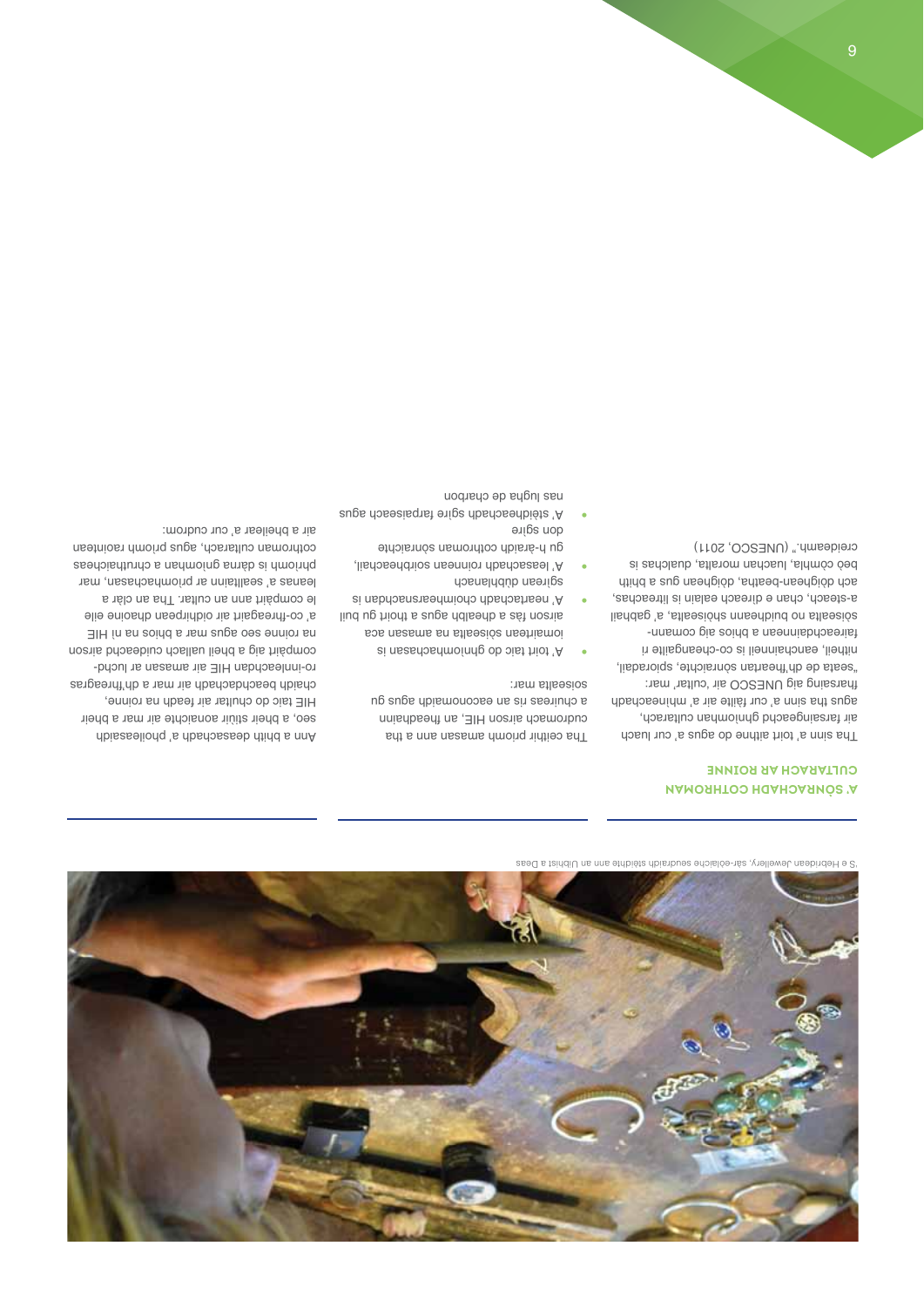'S e Hebridean Jewellery, sàr-eòlaiche seudraidh stèidhte ann an Uibhist a Deas

## A' SÒNRACHADH COTHROMAN CULTARACH AR ROINNE

Tha sinn a' toirt aithne do agus a' cur luach air farsaingeachd ghnìomhan cultarach, agus tha sinn a' cur fàilte air a' mhìneachadh fharsaing aig UNESCO air 'cultar' mar:

"seata de dh'fheartan sònraichte, spioradail, nithell, eanchainneil is co-cheangailte ri faireachdainnean a bhios aig comann-sòisealta no buidheann shòisealta, a' gabhail a-steach, chan e dìreach ealain is litreachas, ach dòighean-beatha, dòighean gus a bhith beò còmhla, luachan moralta, dualchas is creideamh." (UNESCO, 2011)

Tha ceithir prìomh amasan ann a tha cudromach airson HIE, an fheadhainn a chuireas ris an eaconomaidh agus gu sòisealta mar:

- A' toirt taic do ghnìomhachasan is iomairtean sòisealta na amasan aca airson fàs a dhèanamh agus a thoirt gu buil
- A' neartachadh choimhearsnachdan is sgìrean dùbhlanach
- A' leasachadh roinnean soirbheachail, gu h-àraidh cothroman sònraichte don sgìre
- A' stèidheachadh sgìre farpaiseach agus nas lugha de charbon

Ann a bhith deasachadh a' phoileasaidh seo, a bheir stiùir aonaichte air mar a bheir HIE taic do chultar air feadh na roinne, chaidh beachdachadh air mar a dh'fhaodas ro-innleachdan HIE air amasan ar luchd-compàirt aig a bheil uallach cuideachd airson na roinne seo agus mar a bhios na nì HIE a' co-fhreagairt air oidhirpean dhaoine eile le compàirt ann an cultar. Tha an clàr a leanas a' sealltainn ar prìomhachasan, mar phrìomh is dàrna gnìomhan a chruthaicheas cothroman cultarach, agus prìomh raointean air a bheilear a' cur cudrom: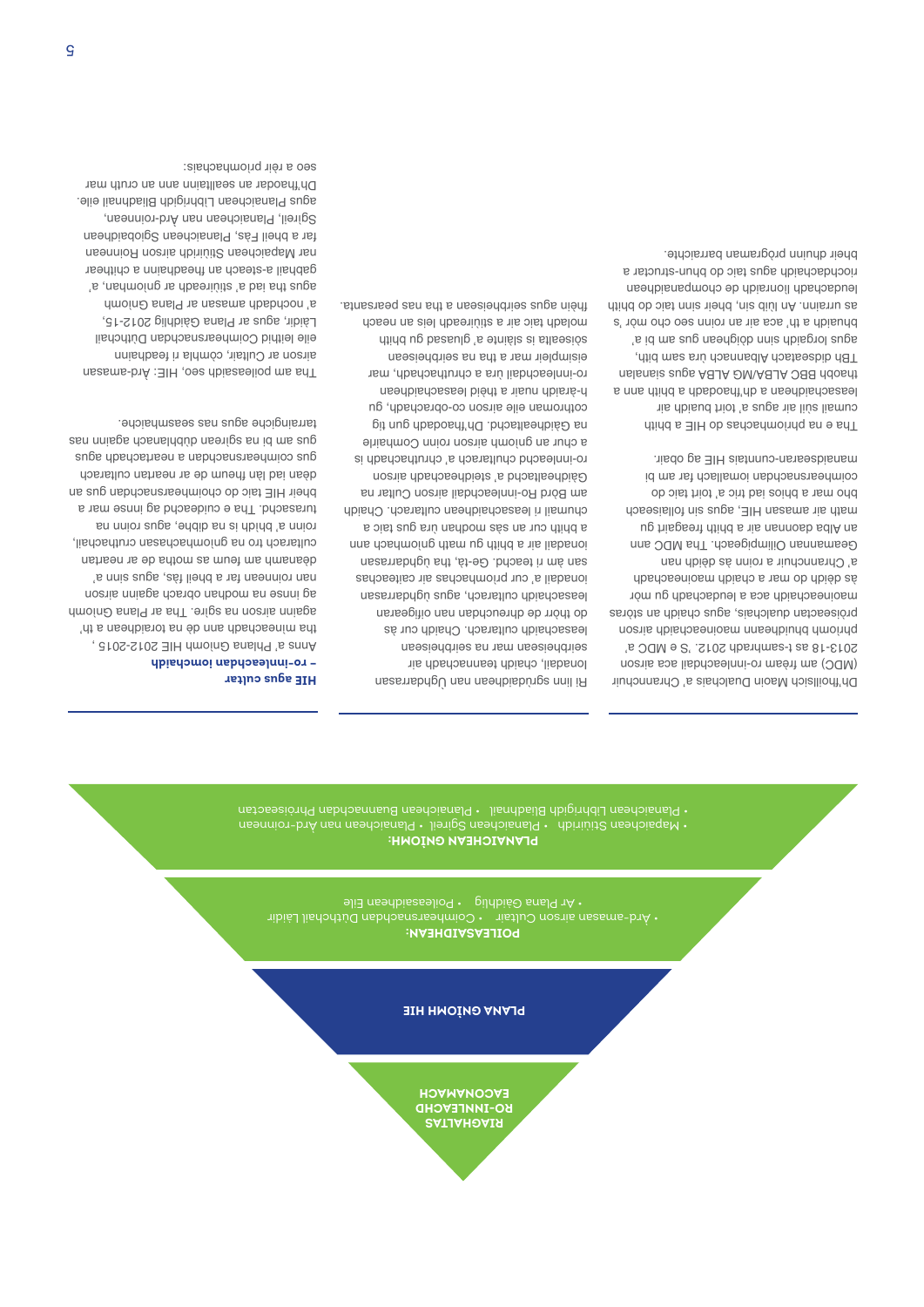**RIAGHALTAS RO-INNLEACHD EACONAMACH**

**PLANA GNÌOMH HIE**

**POILEASAIDHEAN:**

- Àrd-amasan airson Cultair
- Coimhearsnachdan Dùthchail Làidir
- Ar Plana Gàidhlig
- Poileasaidhean Eile

**PLANAICHEAN GNÌOMH:**

- Mapaichean Stiùiridh
- Planaichean Sgìreil
- Planaichean nan Àrd-roinnean
- Planaichean Lìbhrigidh Bliadhnail
- Planaichean Buannachdan Phròiseactan

Dh'fhoillsich Maoin Dualchais a' Chrannchuir (MDC) am frèam ro-innleachdail aca airson 2013-18 as t-samhradh 2012. 'S e MDC a' phrìomh bhuidheann maoineachaidh airson pròiseactan dualchais, agus chaidh an stòras maoineachaidh aca a leudachadh gu mòr às dèidh do mar a chaidh maoineachadh a' Chrannchuir a roinn às dèidh nan Geamannan Oilimpigeach. Tha MDC ann an Alba daonnan air a bhith freagairt gu math air amasan HIE, agus sin follaiseach bho mar a bhios iad tric a' toirt taic do choimhearsnachdan iomallach far am bi manaidsearan-cunntais HIE ag obair.

Tha e na phrìomhachas do HIE a bhith cumail sùil air agus a' toirt buaidh air leasachaidhean a dh'fhaodadh a bhith ann a thaobh BBC ALBA/MG ALBA agus sianalan TBh didseatach Albannach ùra sam bith, agus lorgaidh sinn dòighean gus am bi a' bhuaidh a th' aca air an roinn seo cho mòr 's as urrainn. An lùib sin, bheir sinn taic do bhith leudachadh lìonraidh de chompanaidhean riochdachaidh agus taic do bhun-structar a bheir dhuinn prògraman barraichte.

Ri linn sgrùdaidhean nan Ùghdarrasan Ionadail, chaidh teannachadh air seirbheisean mar na seirbheisean leasachaidh cultarach. Chaidh cur às do thòir de dhreuchdan nan oifigearan leasachaidh cultarach, agus ùghdarrasan ionadail a' cur prìomhachas air caiteachas san àm ri teachd. Ge-tà, tha ùghdarrasan ionadail air a bhith gu math gnìomhach ann a bhith cur an sàs modhan ùra gus taic a chumail ri leasachaidhean cultarach. Chaidh am Bòrd Ro-innleachdail airson Cultar na Gàidhealtachd a' stèidheachadh airson ro-innleachd chultarach a' chruthachadh is a chur an gnìomh airson roinn Comhairle na Gàidhealtachd. Dh'fhaodadh gum bi cothroman eile airson co-obrachadh, gu h-àraidh nuair a thèid leasachaidhean ro-innleachdail ùra a chruthachadh, mar eisimpleir mar a tha na seirbheisean sòisealta is slàinte a' gluasad gu bhith moladh taic air a stiùireadh leis an neach fhèin agus seirbheisean a tha nas pearsanta.

**HIE agus cultar – ro-innleachan iomchaidh**

Anns a' Phlana Gnìomh HIE 2012-2015, tha mìneachadh ann dè na toraidhean a th' againn airson na sgìre. Tha ar Plana Gnìomh ag innse na modhan obrach againn airson nan roinnean far a bheil fàs, agus sinn a' dèanamh am feum as motha de ar neartan cultarach tro na gnìomhachasan cruthachail, roinn a' bhìdh is na dìbhe, agus roinn na turasachd. Tha e cudromach gu innse mar a bheir HIE taic do choimhearsnachdan gus an dèan iad làn fheum de ar neartan cultarach gus coimhearsnachdan a neartachadh agus gus am bi na sgìrean dùbhlanach againn nas tarraingiche agus nas seasmhaiche.

Tha am poileasaidh seo, HIE: Àrd-amasan airson ar Cultair, còmhla ri feadhainn eile leithid Coimhearsnachdan Dùthchail Làidir, agus ar Plana Gàidhlig 2012-15, a' nochdadh amasan ar Plana Gnìomh agus tha iad a' stiùireadh ar gnìomhan, a' gabhail a-steach an fheadhainn a chithear nar Mapaichean Stiùiridh airson Roinnean far a bheil Fàs, Planaichean Sgìobaidhean Sgìreil, Planaichean nan Àrd-roinnean, agus Planaichean Lìbhrigidh Bliadhnail eile. Dh'fhaodar an sealltainn ann an cruth mar seo a rèir prìomhachais: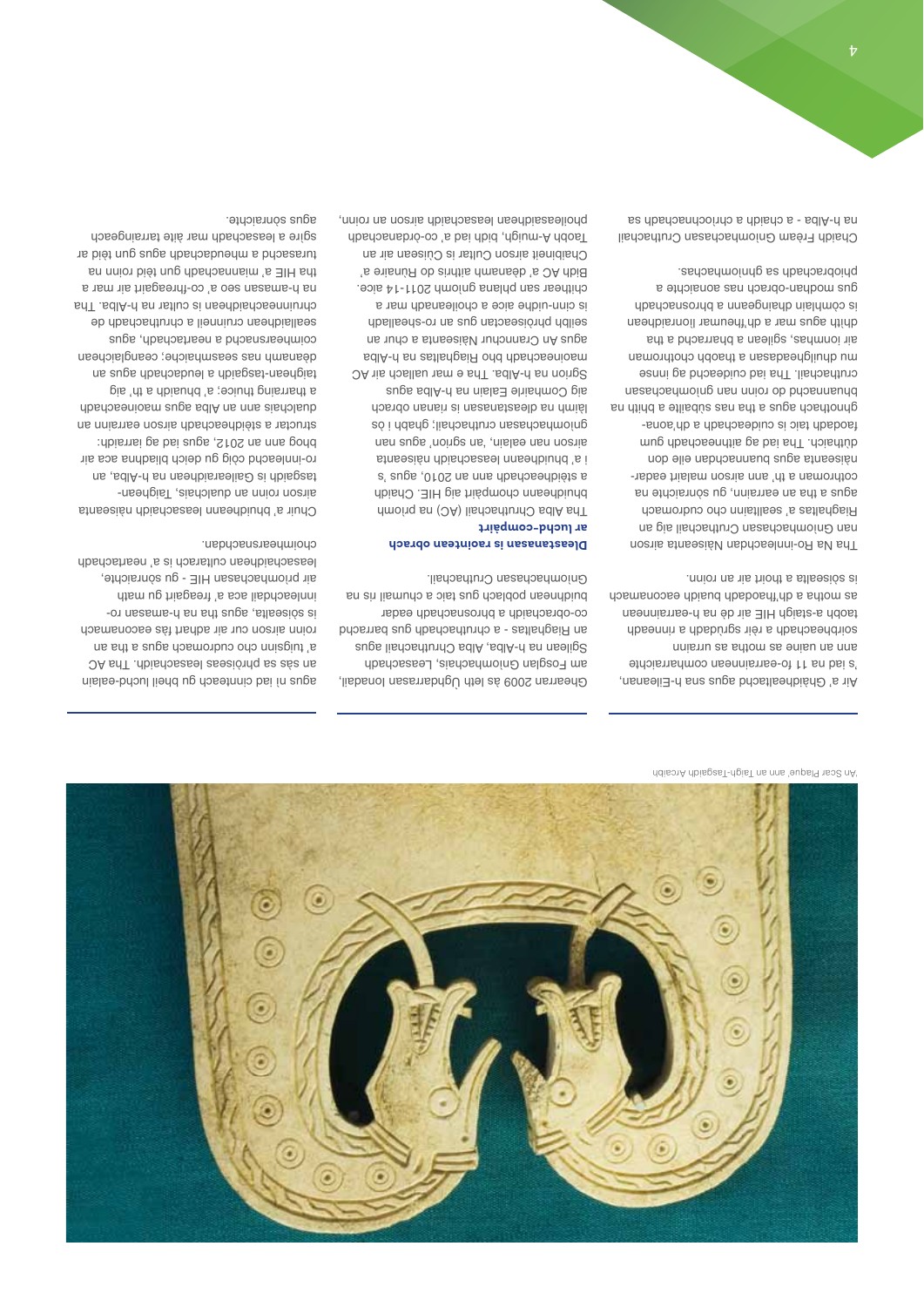'An Sgàr Plaque' ann an Taigh-Tasgaidh Arcaibh

Air a' Ghàidhealtachd agus sna h-Eileanan, 's iad na 11 fo-earrainnean comharraichte ann an uaine as motha as urrainn soirbheachadh a rèir sgrùdadh a rinneadh taobh a-staigh HIE air dè na h-earrainnean as motha a dh'fhaodadh buaidh eaconamach is sòisealta a thoirt air an roinn.

Tha Na Ro-innleachdan Nàiseanta airson nan Gnìomhachasan Cruthachail aig an Riaghaltas a' sealltainn cho cudromach agus a tha an earrainn, gu sònraichte na cothroman a th' ann airson malairt eadar-nàiseanta agus buannachdan eile don dùthaich. Tha iad ag aithneachadh gum faodadh taic is cuideachadh a dh'aona-ghnothach agus a tha nas subailte a bhith na bhuannachd do roinn nan gnìomhachasan cruthachail. Tha iad cuideachd ag innse mu dhuilgheadasan a thaobh chothroman air ionmhas, sgilean a bharrachd a tha dhìth agus mar a dh'fheumar lìonraidhean is còmhlain dhaingeann a bhrosnachadh gus modhan-obrach nas aonaichte a phiobrachadh sa ghnìomhachas.

Chaidh Fòram Gnìomhachasan Cruthachail na h-Alba - a chaidh a chrìochnachadh sa Ghearran 2009 às leth Ùghdarrasan Ionadail, am Fosglan Gnìomhachais, Leasachadh Sgilean na h-Alba, Alba Chruthachail agus an Riaghaltas - a chruthachadh gus barrachd co-obrachadh a bhrosnachadh eadar buidhnean poblach gus taic a chumail ris na Gnìomhachasan Cruthachail.

**Dleastanasan is raointean obrach ar luchd-compàirt**

Tha Alba Chruthachail (AC) na prìomh bhuidheann chompàirt aig HIE. Chaidh a stèidheachadh ann an 2010, agus 's i a' bhuidheann leasachaidh nàiseanta airson nan ealain, 'an sgrìon' agus nan gnìomhachasan cruthachail; ghabh i os làimh na dleastanasan is rianan obrach aig Comhairle Ealain na h-Alba agus Sgrìon na h-Alba. Tha e mar uallach air AC maoineachadh bho Riaghaltas na h-Alba agus An Crannchur Nàiseanta a chur an sèilbh phròiseactan gus an ro-shealladh is cinn-uidhe aice a choileanadh mar a chithear san phlana gnìomh 2011-14 aice. Bidh AC a' dèanamh aithris do Rùnaire a' Chaibineit airson Cultar is Cùisean air an Taobh A-muigh, bidh iad a' co-òrdanachadh phoileasaidhean leasachaidh airson an roinn, agus nì iad cinnteach gu bheil luchd-ealain an sàs sa phròiseas leasachaidh. Tha AC a' tuigsinn cho cudromach agus a tha an roinn airson cur ris an adhart fàs eaconamach is sòisealta, agus tha na h-amasan ro-innleachail aca a' freagairt gu math air prìomhachasan HIE - gu sònraichte, leasachaidhean cultarach is a' neartachadh choimhearsnachdan.

Chuir a' bhuidheann leasachaidh nàiseanta airson roinn an dualchais, Taighean-tasgaidh is Gailearaidhean na h-Alba, an ro-innleachd còig gu deich bliadhna aca air bhog ann an 2012, agus iad ag iarraidh: structar a stèidheachadh airson earrainn an dualchais ann an Alba agus maoineachadh a tharraing thuice; a' bhuaidh a th' aig taighean-tasgaidh a leudachadh agus an dèanamh nas seasmhaiche; ceanglaichean coimhearsnachd a neartachadh, agus sealladh cruinneil a chruthachadh de chruinneachaidhean is cultar na h-Alba. Tha na h-amasan seo a' co-fhreagairt air mar a tha HIE a' miannachadh gun tèid roinn na turasachd a mheudachadh agus gun tèid ar sgìre a leasachadh mar àite tarraingeach agus sònraichte.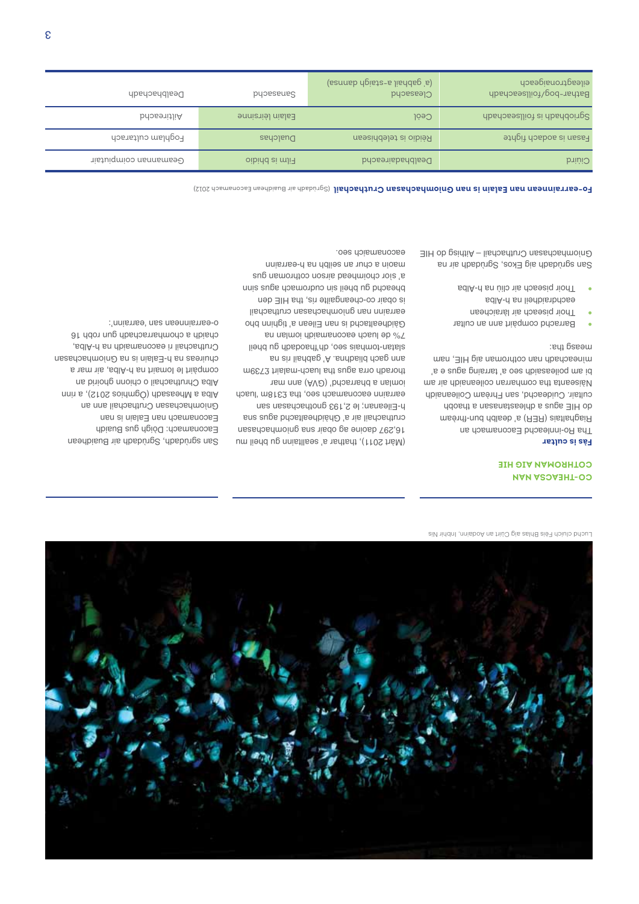Luchd cluich Fèis Bhlas aig Cùirt an Aodainn, Inbhir Nis

## CO-THEAGSA NAN COTHROMAN AIG HIE

### Fàs is cultar

Tha Ro-innleachd Eaconamach an Riaghaltais (RER) a' dealbh bun-fhrèam do HIE agus a dhleastanasan a thaobh cultair. Cuideachd, san Fhrèam Coileanaidh Nàiseanta tha comharran coileanaidh air am bi am poileasaidh seo a' tarraing agus e a' mìneachadh nan cothroman aig HIE, nam measg tha:

- Barrachd compàirt ann an cultar
- Thoir piseach air làraichean eachdraidheil na h-Alba
- Thoir piseach air cliù na h-Alba

San sgrùdadh aig Ekos, Sgrùdadh air na Gnìomhachasan Cruthachail – Aithisg do HIE (Màrt 2011), thathar a' sealltainn gu bheil mu 16,297 daoine ag obair sna gnìomhachasan cruthachail air a' Ghàidhealtachd agus sna h-Eileanan; le 2,193 gnothachasan san earrainn eaconamach seo, tha £318m 'luach iomlan a bharrachd' (GVA) ann mar thoradh orra agus tha luach-malairt £739m ann gach bliadhna. A' gabhail ris na slatan-tomhais seo, dh'fhaodadh gu bheil 7% de luach eaconamaidh iomlan na Gàidhealtachd is nan Eilean a' tighinn bho earrainn nan gnìomhachasan cruthachail is obair co-cheangailte ris, tha HIE den bheachd gu bheil sin cudromach agus sinn a' sìor choimhead airson cothroman gus maoin a chur an seilbh na h-earrainn eaconamaich seo.

San sgrùdadh, Sgrùdadh air Buaidhean Eaconamach: Dòigh gus Buaidh Eaconamach nan Ealain is nan Gnìomhachasan Cruthachail an Alba a Mheasadh (Ògmhios 2012), a rinn Alba Chruthachail o chionn ghoirid an compàirt le Iomairt na h-Alba, air mar a chuireas na h-Ealain is na Gnìomhachasan Cruthachail ri eaconamaidh na h-Alba, chaidh a chomharrachadh gun robh 16 o-earrainnean san 'earrainn':

**Fo-earrainnean nan Ealain is nan Gnìomhachasan Cruthachail** (Sgrùdadh air Buaidhean Eaconamach 2012)

| Bathar-bog/foillseachadh eileagtronaigeach | Cleasachd (a' gabhail a-staigh dannsa) | Sanasachd | Dealbhachadh |
|---|---|---|---|
| Sgrìobhadh is foillseachadh | Ceòl | Ealain lèirsinne | Ailtireachd |
| Fasan is aodach fighte | Rèidio is telebhisean | Dualchas | Foghlam cultarach |
| Ciùird | Dealbhadaireachd | Film is bhidio | Geamannan coimpiutair |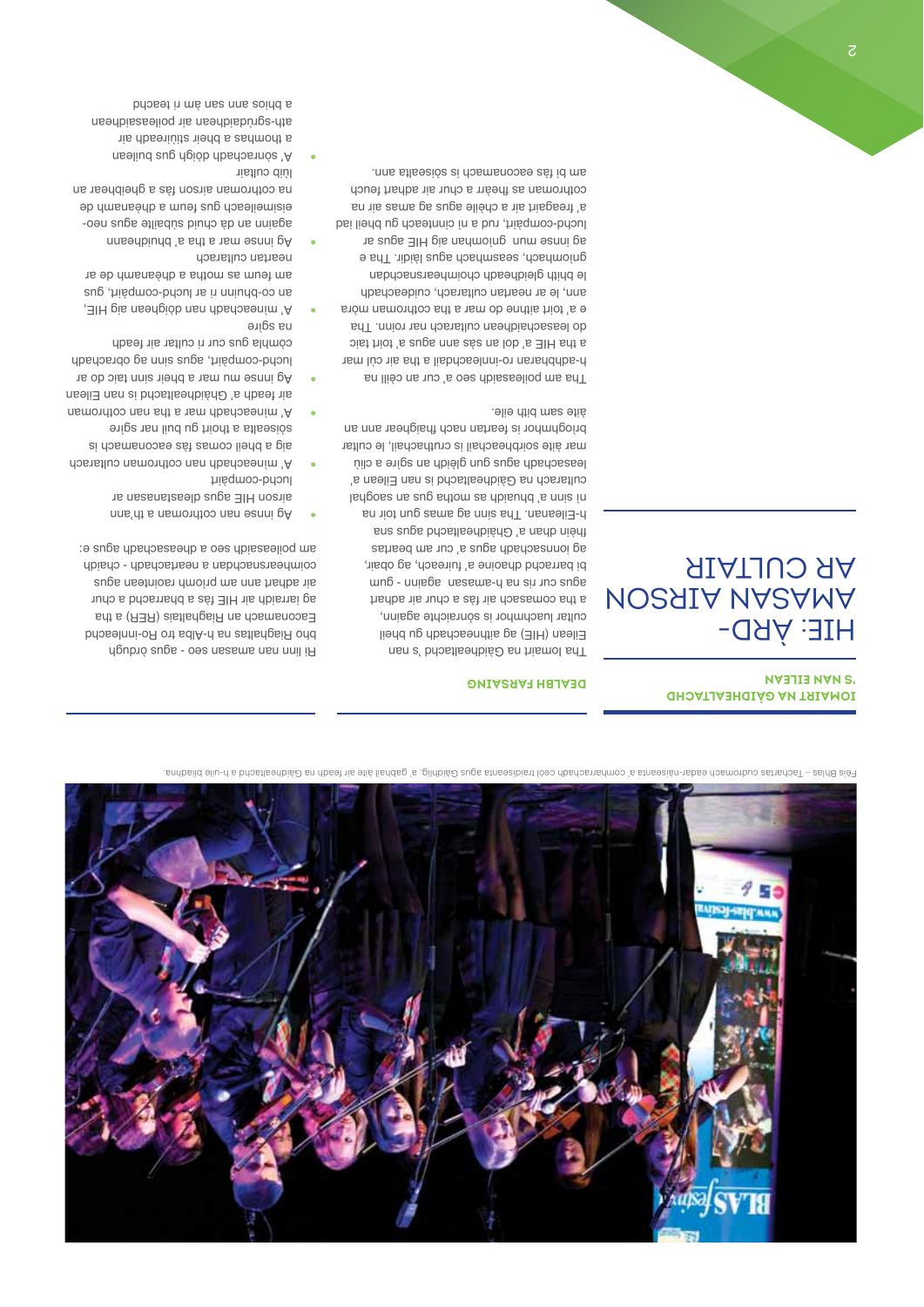Fèis Blas – Tachartas cudromach eadar-nàiseanta a' comharrachadh ceòl traidiseanta agus Gàidhlig, a' gabhail àite air feadh na Gàidhealtachd a h-uile bliadhna.

**IOMAIRT NA GÀIDHEALTACHD 'S NAN EILEAN**

# HIE: ÀRD-AMASAN AIRSON AR CULTAIR

## DEALBH FARSAING

Tha Iomairt na Gàidhealtachd 's nan Eilean (HIE) ag aithneachadh gu bheil cultar luachmhor is sònraichte againn, a tha comasach air fàs a chur air adhart agus cur ris na h-amasan againn - gum bi barrachd dhaoine a' fuireach, ag obair, ag ionnsachadh agus a' cur am beatas fhèin dhan a' Ghàidhealtachd agus sna h-Eileanan. Tha sinn ag amas gum toir na nì sinn a' bhuaidh as motha gus an saoghal cultarach na Gàidhealtachd is nan Eilean a' leasachadh agus gun glèidh an sgìre a cliù mar àite soirbheachail is cruthachail, le cultar brìoghmhor is beartach nach fhaighear ann an àite sam bith eile.

Tha am poileasaidh seo a' cur an cèill na h-adhbharan ro-innleachdail a tha air cùl mar a tha HIE a' dol an sàs ann agus a' toirt taic do leasachaidhean cultarach nar roinn. Tha e a' toirt aithne do mar a tha cothroman mòra ann, le ar neartan cultarach, cuideachadh le bhith gleidheadh choimhearsnachdan gnìomhach, seasmhach agus làidir. Tha e ag innse mun gnìomhan aig HIE agus ar luchd-compàirt, rud a nì cinnteach gu bheil iad a' freagairt air a chèile agus ag amas air na cothroman as fheàrr a chur air adhart feuch am bi fàs eaconamach is sòisealta ann.

Rì linn nan amasan seo - agus òrdugh bho Riaghaltas na h-Alba tro Ro-innleachd Eaconamach an Riaghaltais (RER) a tha ag iarraidh air HIE fàs a bharrachd a chur air adhart ann am prìomh raointean agus coimhearsnachdan a neartachadh - chaidh am poileasaidh seo a dhealbhachadh agus e:

- Ag innse nan cothroman a th'ann airson HIE agus dleastanasan ar luchd-compàirt
- A' mìneachadh nan cothroman cultarach aig a bheil comas fàs eaconamach is sòisealta a thoirt gu buil nar sgìre
- A' mìneachadh mar a tha nan cothroman air feadh a' Ghàidhealtachd is nan Eilean
- Ag innse mu mar a bheir sinn taic do ar luchd-compàirt, agus sinn ag obrachadh còmhla gus cur ri cultar air feadh na sgìre
- A' mìneachadh nan dòighean aig HIE, an co-bhuinn ri ar luchd-compàirt, gus am feum as motha a dhèanamh de ar neartan cultarach
- Ag innse mar a tha a' bhuidheann againn an dà chuid sùbailte agus neo-eisimeileach gus feum a dhèanamh de na cothroman airson fàs a ghleidheadh an lùib cultair
- A' sònrachadh dòigh gus builean a thomhas a bheir stiùireadh air ath-sgrùdaidhean air poileasaidhean a bhios ann san àm ri teachd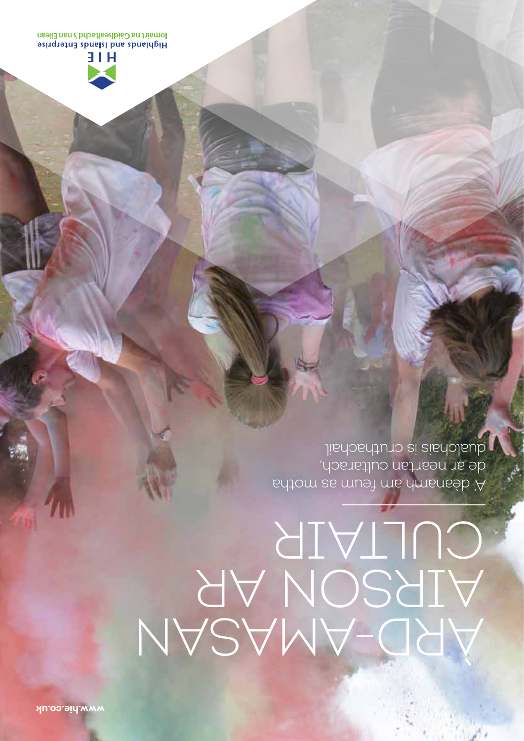# ÀRD-AMASAN AIRSON AR CULTAIR

A' dèanamh am feum as motha de ar neartan cultarach, dualchais is cruthachail

Highlands and Islands Enterprise
Iomairt na Gàidhealtachd 's nan Eilean

www.hie.co.uk